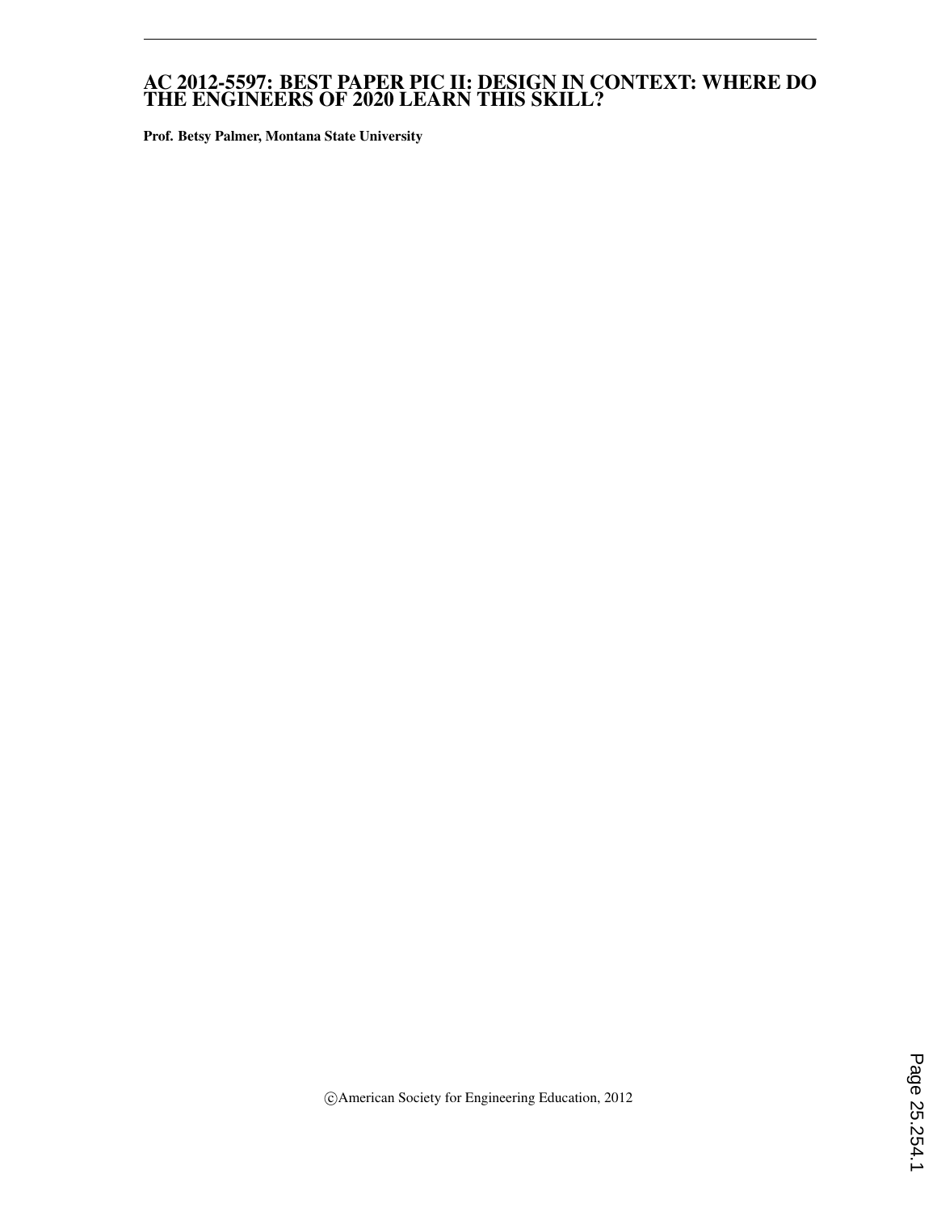# AC 2012-5597: BEST PAPER PIC II: DESIGN IN CONTEXT: WHERE DO THE ENGINEERS OF 2020 LEARN THIS SKILL?

**Prof. Betsy Palmer, Montana State University**

©American Society for Engineering Education, 2012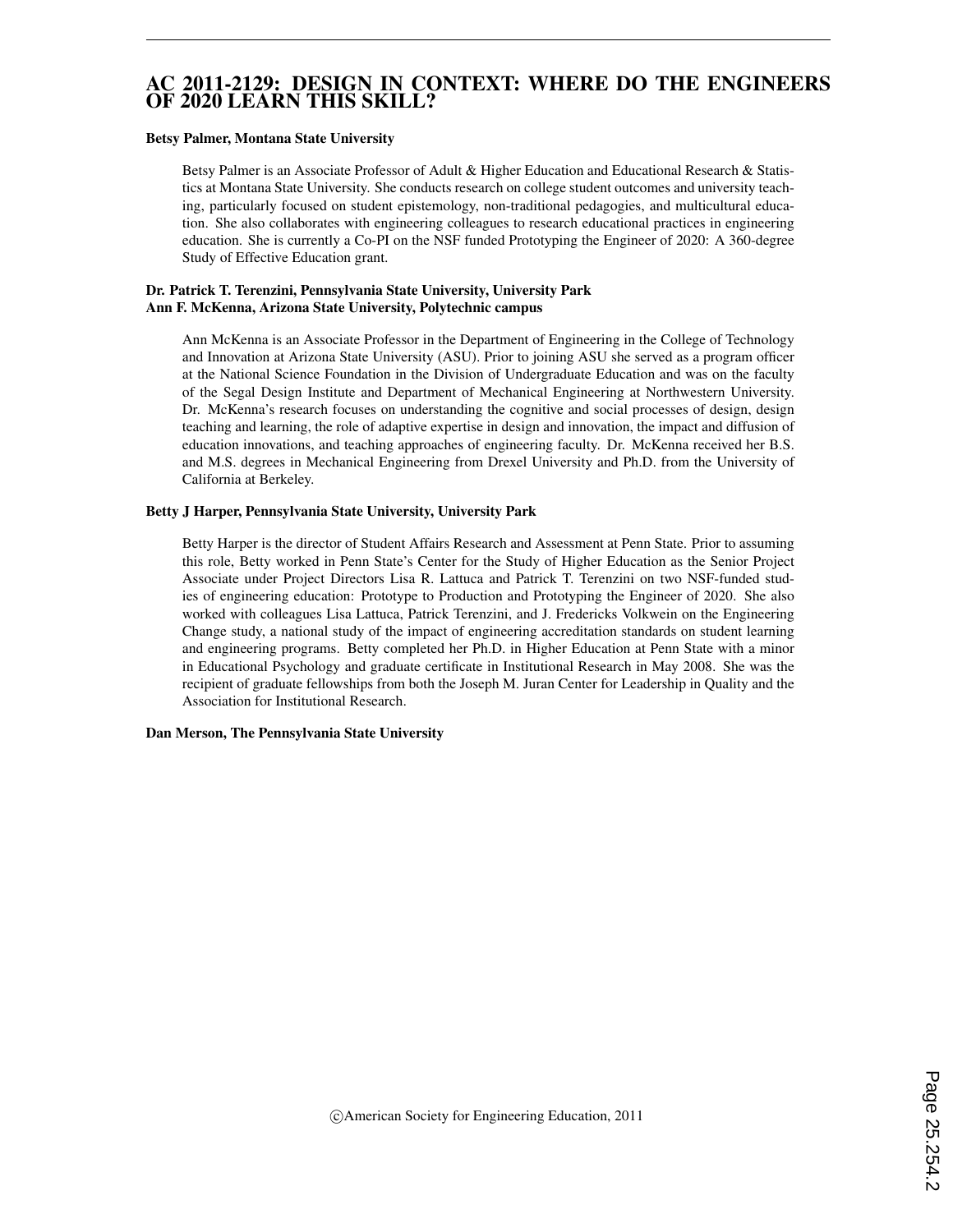# AC 2011-2129: DESIGN IN CONTEXT: WHERE DO THE ENGINEERS OF 2020 LEARN THIS SKILL?

**Betsy Palmer, Montana State University**

Betsy Palmer is an Associate Professor of Adult & Higher Education and Educational Research & Statistics at Montana State University. She conducts research on college student outcomes and university teaching, particularly focused on student epistemology, non-traditional pedagogies, and multicultural education. She also collaborates with engineering colleagues to research educational practices in engineering education. She is currently a Co-PI on the NSF funded Prototyping the Engineer of 2020: A 360-degree Study of Effective Education grant.

**Dr. Patrick T. Terenzini, Pennsylvania State University, University Park**

**Ann F. McKenna, Arizona State University, Polytechnic campus**

Ann McKenna is an Associate Professor in the Department of Engineering in the College of Technology and Innovation at Arizona State University (ASU). Prior to joining ASU she served as a program officer at the National Science Foundation in the Division of Undergraduate Education and was on the faculty of the Segal Design Institute and Department of Mechanical Engineering at Northwestern University. Dr. McKenna's research focuses on understanding the cognitive and social processes of design, design teaching and learning, the role of adaptive expertise in design and innovation, the impact and diffusion of education innovations, and teaching approaches of engineering faculty. Dr. McKenna received her B.S. and M.S. degrees in Mechanical Engineering from Drexel University and Ph.D. from the University of California at Berkeley.

**Betty J Harper, Pennsylvania State University, University Park**

Betty Harper is the director of Student Affairs Research and Assessment at Penn State. Prior to assuming this role, Betty worked in Penn State's Center for the Study of Higher Education as the Senior Project Associate under Project Directors Lisa R. Lattuca and Patrick T. Terenzini on two NSF-funded studies of engineering education: Prototype to Production and Prototyping the Engineer of 2020. She also worked with colleagues Lisa Lattuca, Patrick Terenzini, and J. Fredericks Volkwein on the Engineering Change study, a national study of the impact of engineering accreditation standards on student learning and engineering programs. Betty completed her Ph.D. in Higher Education at Penn State with a minor in Educational Psychology and graduate certificate in Institutional Research in May 2008. She was the recipient of graduate fellowships from both the Joseph M. Juran Center for Leadership in Quality and the Association for Institutional Research.

**Dan Merson, The Pennsylvania State University**

©American Society for Engineering Education, 2011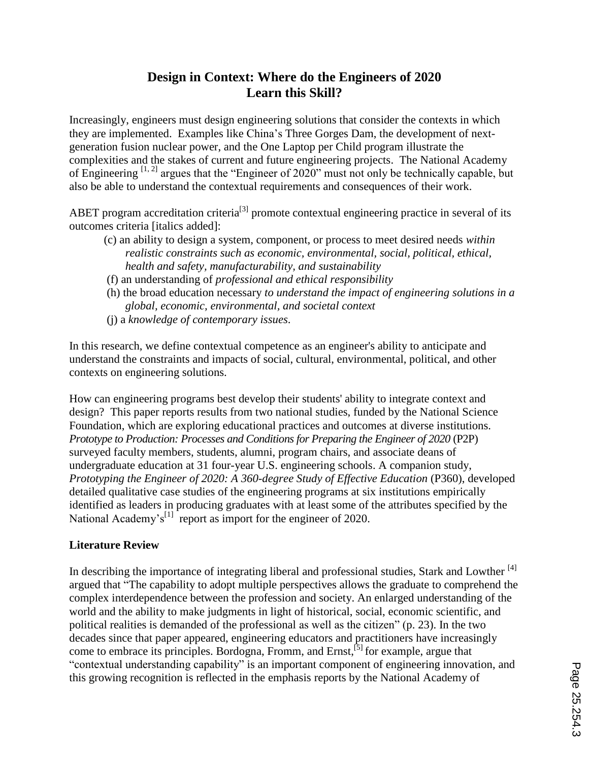# Design in Context: Where do the Engineers of 2020 Learn this Skill?

Increasingly, engineers must design engineering solutions that consider the contexts in which they are implemented. Examples like China's Three Gorges Dam, the development of next-generation fusion nuclear power, and the One Laptop per Child program illustrate the complexities and the stakes of current and future engineering projects. The National Academy of Engineering [1, 2] argues that the "Engineer of 2020" must not only be technically capable, but also be able to understand the contextual requirements and consequences of their work.

ABET program accreditation criteria[3] promote contextual engineering practice in several of its outcomes criteria [italics added]:

- (c) an ability to design a system, component, or process to meet desired needs *within realistic constraints such as economic, environmental, social, political, ethical, health and safety, manufacturability, and sustainability*
- (f) an understanding of *professional and ethical responsibility*
- (h) the broad education necessary *to understand the impact of engineering solutions in a global, economic, environmental, and societal context*
- (j) a *knowledge of contemporary issues*.

In this research, we define contextual competence as an engineer's ability to anticipate and understand the constraints and impacts of social, cultural, environmental, political, and other contexts on engineering solutions.

How can engineering programs best develop their students' ability to integrate context and design? This paper reports results from two national studies, funded by the National Science Foundation, which are exploring educational practices and outcomes at diverse institutions. *Prototype to Production: Processes and Conditions for Preparing the Engineer of 2020* (P2P) surveyed faculty members, students, alumni, program chairs, and associate deans of undergraduate education at 31 four-year U.S. engineering schools. A companion study, *Prototyping the Engineer of 2020: A 360-degree Study of Effective Education* (P360), developed detailed qualitative case studies of the engineering programs at six institutions empirically identified as leaders in producing graduates with at least some of the attributes specified by the National Academy's[1] report as import for the engineer of 2020.

**Literature Review**

In describing the importance of integrating liberal and professional studies, Stark and Lowther [4] argued that "The capability to adopt multiple perspectives allows the graduate to comprehend the complex interdependence between the profession and society. An enlarged understanding of the world and the ability to make judgments in light of historical, social, economic scientific, and political realities is demanded of the professional as well as the citizen" (p. 23). In the two decades since that paper appeared, engineering educators and practitioners have increasingly come to embrace its principles. Bordogna, Fromm, and Ernst,[5] for example, argue that "contextual understanding capability" is an important component of engineering innovation, and this growing recognition is reflected in the emphasis reports by the National Academy of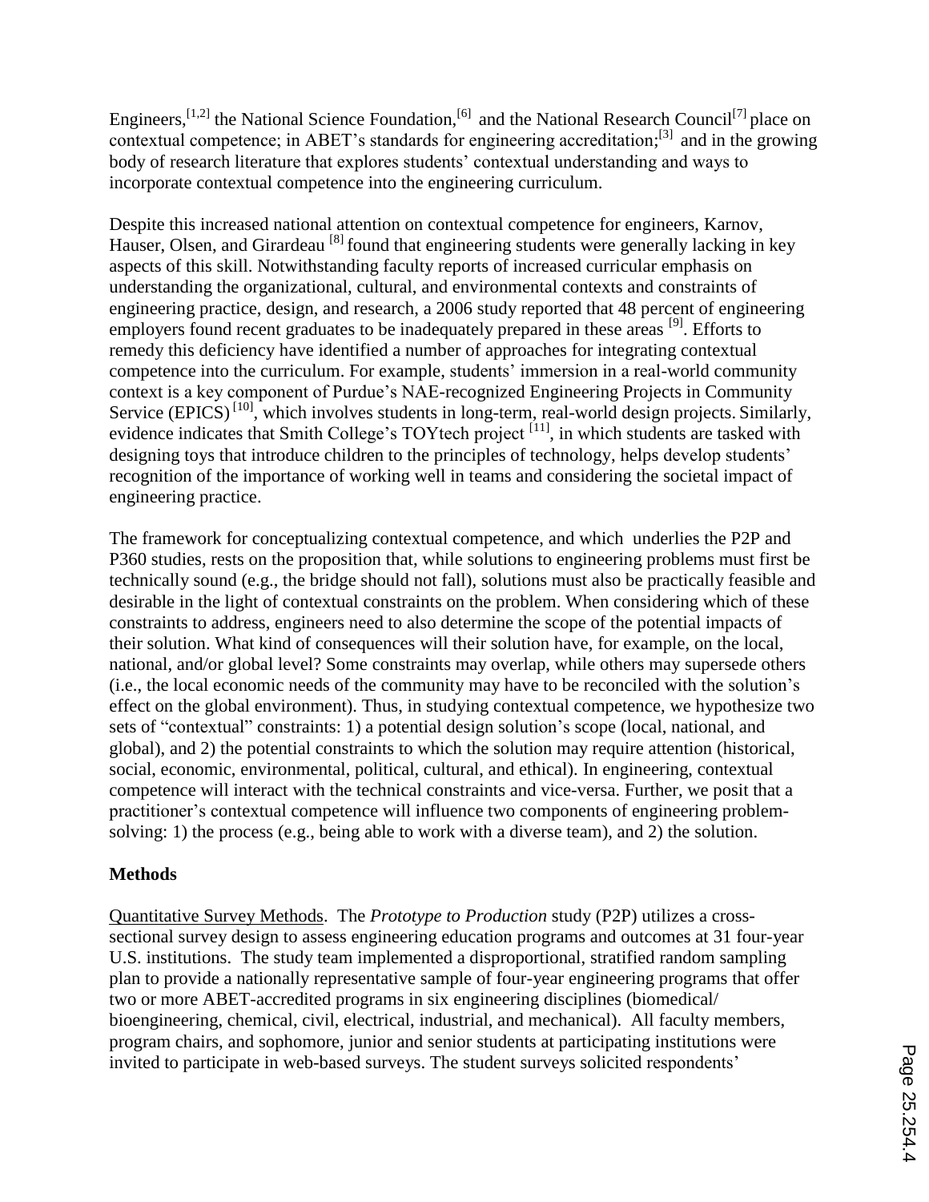Engineers,[1,2] the National Science Foundation,[6] and the National Research Council[7] place on contextual competence; in ABET's standards for engineering accreditation;[3] and in the growing body of research literature that explores students' contextual understanding and ways to incorporate contextual competence into the engineering curriculum.

Despite this increased national attention on contextual competence for engineers, Karnov, Hauser, Olsen, and Girardeau [8] found that engineering students were generally lacking in key aspects of this skill. Notwithstanding faculty reports of increased curricular emphasis on understanding the organizational, cultural, and environmental contexts and constraints of engineering practice, design, and research, a 2006 study reported that 48 percent of engineering employers found recent graduates to be inadequately prepared in these areas [9]. Efforts to remedy this deficiency have identified a number of approaches for integrating contextual competence into the curriculum. For example, students' immersion in a real-world community context is a key component of Purdue's NAE-recognized Engineering Projects in Community Service (EPICS) [10], which involves students in long-term, real-world design projects. Similarly, evidence indicates that Smith College's TOYtech project [11], in which students are tasked with designing toys that introduce children to the principles of technology, helps develop students' recognition of the importance of working well in teams and considering the societal impact of engineering practice.

The framework for conceptualizing contextual competence, and which underlies the P2P and P360 studies, rests on the proposition that, while solutions to engineering problems must first be technically sound (e.g., the bridge should not fall), solutions must also be practically feasible and desirable in the light of contextual constraints on the problem. When considering which of these constraints to address, engineers need to also determine the scope of the potential impacts of their solution. What kind of consequences will their solution have, for example, on the local, national, and/or global level? Some constraints may overlap, while others may supersede others (i.e., the local economic needs of the community may have to be reconciled with the solution's effect on the global environment). Thus, in studying contextual competence, we hypothesize two sets of "contextual" constraints: 1) a potential design solution's scope (local, national, and global), and 2) the potential constraints to which the solution may require attention (historical, social, economic, environmental, political, cultural, and ethical). In engineering, contextual competence will interact with the technical constraints and vice-versa. Further, we posit that a practitioner's contextual competence will influence two components of engineering problem-solving: 1) the process (e.g., being able to work with a diverse team), and 2) the solution.

## Methods

Quantitative Survey Methods. The *Prototype to Production* study (P2P) utilizes a cross-sectional survey design to assess engineering education programs and outcomes at 31 four-year U.S. institutions. The study team implemented a disproportional, stratified random sampling plan to provide a nationally representative sample of four-year engineering programs that offer two or more ABET-accredited programs in six engineering disciplines (biomedical/bioengineering, chemical, civil, electrical, industrial, and mechanical). All faculty members, program chairs, and sophomore, junior and senior students at participating institutions were invited to participate in web-based surveys. The student surveys solicited respondents'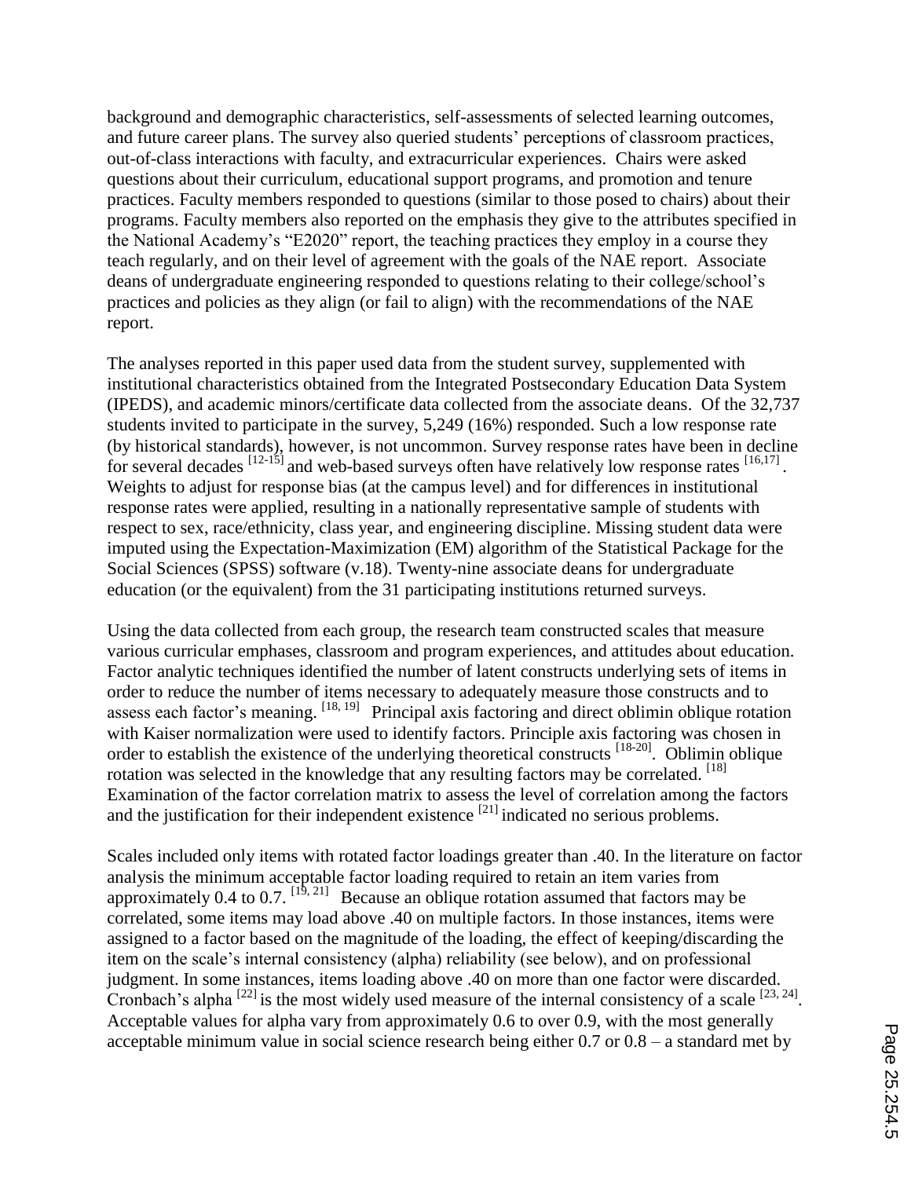background and demographic characteristics, self-assessments of selected learning outcomes, and future career plans. The survey also queried students' perceptions of classroom practices, out-of-class interactions with faculty, and extracurricular experiences. Chairs were asked questions about their curriculum, educational support programs, and promotion and tenure practices. Faculty members responded to questions (similar to those posed to chairs) about their programs. Faculty members also reported on the emphasis they give to the attributes specified in the National Academy's "E2020" report, the teaching practices they employ in a course they teach regularly, and on their level of agreement with the goals of the NAE report. Associate deans of undergraduate engineering responded to questions relating to their college/school's practices and policies as they align (or fail to align) with the recommendations of the NAE report.

The analyses reported in this paper used data from the student survey, supplemented with institutional characteristics obtained from the Integrated Postsecondary Education Data System (IPEDS), and academic minors/certificate data collected from the associate deans. Of the 32,737 students invited to participate in the survey, 5,249 (16%) responded. Such a low response rate (by historical standards), however, is not uncommon. Survey response rates have been in decline for several decades [12-15] and web-based surveys often have relatively low response rates [16,17]. Weights to adjust for response bias (at the campus level) and for differences in institutional response rates were applied, resulting in a nationally representative sample of students with respect to sex, race/ethnicity, class year, and engineering discipline. Missing student data were imputed using the Expectation-Maximization (EM) algorithm of the Statistical Package for the Social Sciences (SPSS) software (v.18). Twenty-nine associate deans for undergraduate education (or the equivalent) from the 31 participating institutions returned surveys.

Using the data collected from each group, the research team constructed scales that measure various curricular emphases, classroom and program experiences, and attitudes about education. Factor analytic techniques identified the number of latent constructs underlying sets of items in order to reduce the number of items necessary to adequately measure those constructs and to assess each factor's meaning. [18, 19] Principal axis factoring and direct oblimin oblique rotation with Kaiser normalization were used to identify factors. Principle axis factoring was chosen in order to establish the existence of the underlying theoretical constructs [18-20]. Oblimin oblique rotation was selected in the knowledge that any resulting factors may be correlated. [18] Examination of the factor correlation matrix to assess the level of correlation among the factors and the justification for their independent existence [21] indicated no serious problems.

Scales included only items with rotated factor loadings greater than .40. In the literature on factor analysis the minimum acceptable factor loading required to retain an item varies from approximately 0.4 to 0.7. [19, 21] Because an oblique rotation assumed that factors may be correlated, some items may load above .40 on multiple factors. In those instances, items were assigned to a factor based on the magnitude of the loading, the effect of keeping/discarding the item on the scale's internal consistency (alpha) reliability (see below), and on professional judgment. In some instances, items loading above .40 on more than one factor were discarded. Cronbach's alpha [22] is the most widely used measure of the internal consistency of a scale [23, 24]. Acceptable values for alpha vary from approximately 0.6 to over 0.9, with the most generally acceptable minimum value in social science research being either 0.7 or 0.8 – a standard met by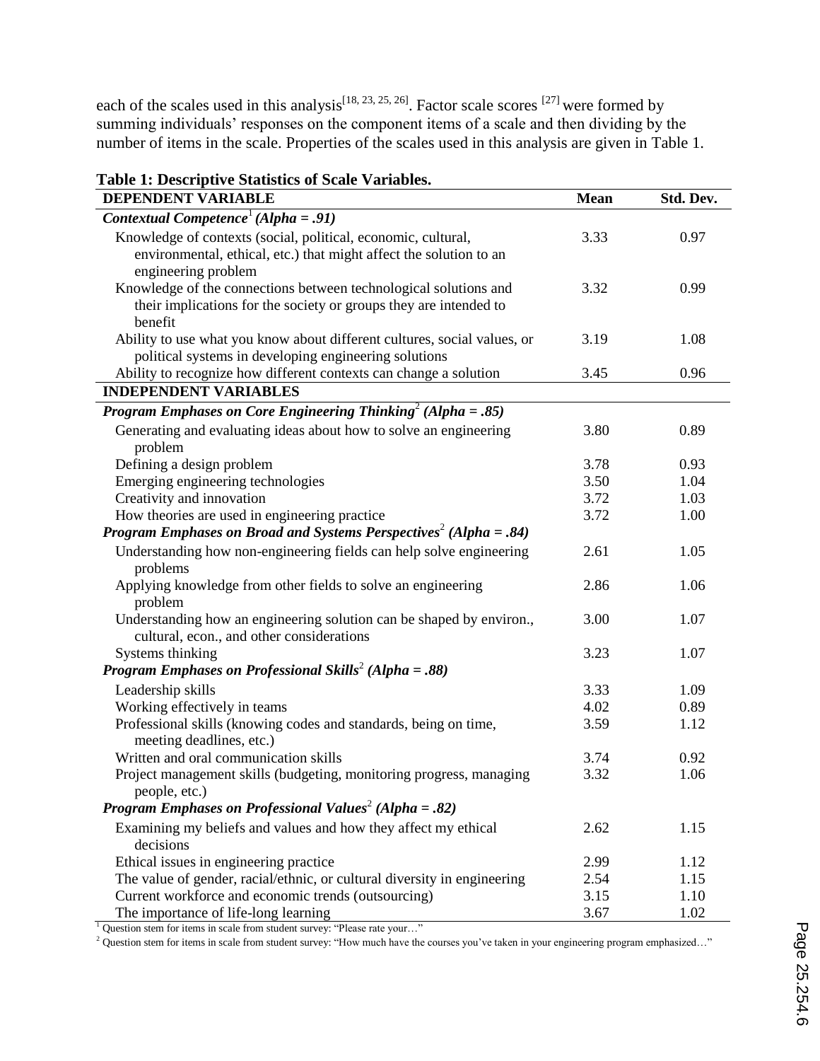each of the scales used in this analysis[18, 23, 25, 26]. Factor scale scores [27] were formed by summing individuals' responses on the component items of a scale and then dividing by the number of items in the scale. Properties of the scales used in this analysis are given in Table 1.

**Table 1: Descriptive Statistics of Scale Variables.**

| **DEPENDENT VARIABLE** | **Mean** | **Std. Dev.** |
|---|---|---|
| ***Contextual Competence*[1] *(Alpha = .91)*** | | |
| Knowledge of contexts (social, political, economic, cultural, environmental, ethical, etc.) that might affect the solution to an engineering problem | 3.33 | 0.97 |
| Knowledge of the connections between technological solutions and their implications for the society or groups they are intended to benefit | 3.32 | 0.99 |
| Ability to use what you know about different cultures, social values, or political systems in developing engineering solutions | 3.19 | 1.08 |
| Ability to recognize how different contexts can change a solution | 3.45 | 0.96 |
| **INDEPENDENT VARIABLES** | | |
| ***Program Emphases on Core Engineering Thinking*[2] *(Alpha = .85)*** | | |
| Generating and evaluating ideas about how to solve an engineering problem | 3.80 | 0.89 |
| Defining a design problem | 3.78 | 0.93 |
| Emerging engineering technologies | 3.50 | 1.04 |
| Creativity and innovation | 3.72 | 1.03 |
| How theories are used in engineering practice | 3.72 | 1.00 |
| ***Program Emphases on Broad and Systems Perspectives*[2] *(Alpha = .84)*** | | |
| Understanding how non-engineering fields can help solve engineering problems | 2.61 | 1.05 |
| Applying knowledge from other fields to solve an engineering problem | 2.86 | 1.06 |
| Understanding how an engineering solution can be shaped by environ., cultural, econ., and other considerations | 3.00 | 1.07 |
| Systems thinking | 3.23 | 1.07 |
| ***Program Emphases on Professional Skills*[2] *(Alpha = .88)*** | | |
| Leadership skills | 3.33 | 1.09 |
| Working effectively in teams | 4.02 | 0.89 |
| Professional skills (knowing codes and standards, being on time, meeting deadlines, etc.) | 3.59 | 1.12 |
| Written and oral communication skills | 3.74 | 0.92 |
| Project management skills (budgeting, monitoring progress, managing people, etc.) | 3.32 | 1.06 |
| ***Program Emphases on Professional Values*[2] *(Alpha = .82)*** | | |
| Examining my beliefs and values and how they affect my ethical decisions | 2.62 | 1.15 |
| Ethical issues in engineering practice | 2.99 | 1.12 |
| The value of gender, racial/ethnic, or cultural diversity in engineering | 2.54 | 1.15 |
| Current workforce and economic trends (outsourcing) | 3.15 | 1.10 |
| The importance of life-long learning | 3.67 | 1.02 |

[1] Question stem for items in scale from student survey: "Please rate your…"

[2] Question stem for items in scale from student survey: "How much have the courses you've taken in your engineering program emphasized…"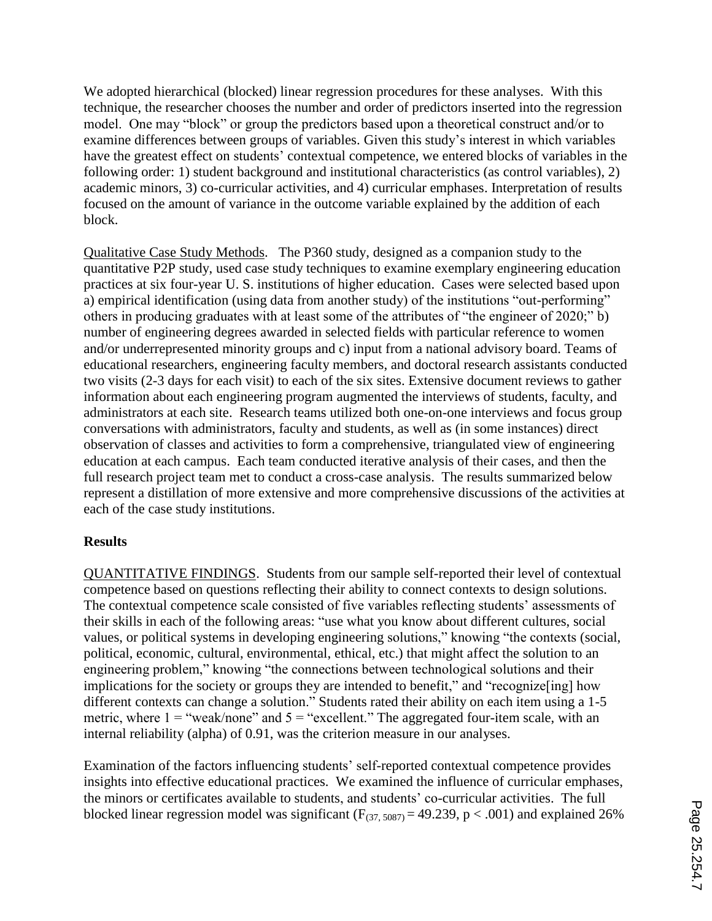We adopted hierarchical (blocked) linear regression procedures for these analyses. With this technique, the researcher chooses the number and order of predictors inserted into the regression model. One may "block" or group the predictors based upon a theoretical construct and/or to examine differences between groups of variables. Given this study's interest in which variables have the greatest effect on students' contextual competence, we entered blocks of variables in the following order: 1) student background and institutional characteristics (as control variables), 2) academic minors, 3) co-curricular activities, and 4) curricular emphases. Interpretation of results focused on the amount of variance in the outcome variable explained by the addition of each block.

Qualitative Case Study Methods. The P360 study, designed as a companion study to the quantitative P2P study, used case study techniques to examine exemplary engineering education practices at six four-year U. S. institutions of higher education. Cases were selected based upon a) empirical identification (using data from another study) of the institutions "out-performing" others in producing graduates with at least some of the attributes of "the engineer of 2020;" b) number of engineering degrees awarded in selected fields with particular reference to women and/or underrepresented minority groups and c) input from a national advisory board. Teams of educational researchers, engineering faculty members, and doctoral research assistants conducted two visits (2-3 days for each visit) to each of the six sites. Extensive document reviews to gather information about each engineering program augmented the interviews of students, faculty, and administrators at each site. Research teams utilized both one-on-one interviews and focus group conversations with administrators, faculty and students, as well as (in some instances) direct observation of classes and activities to form a comprehensive, triangulated view of engineering education at each campus. Each team conducted iterative analysis of their cases, and then the full research project team met to conduct a cross-case analysis. The results summarized below represent a distillation of more extensive and more comprehensive discussions of the activities at each of the case study institutions.

## Results

QUANTITATIVE FINDINGS. Students from our sample self-reported their level of contextual competence based on questions reflecting their ability to connect contexts to design solutions. The contextual competence scale consisted of five variables reflecting students' assessments of their skills in each of the following areas: "use what you know about different cultures, social values, or political systems in developing engineering solutions," knowing "the contexts (social, political, economic, cultural, environmental, ethical, etc.) that might affect the solution to an engineering problem," knowing "the connections between technological solutions and their implications for the society or groups they are intended to benefit," and "recognize[ing] how different contexts can change a solution." Students rated their ability on each item using a 1-5 metric, where 1 = "weak/none" and 5 = "excellent." The aggregated four-item scale, with an internal reliability (alpha) of 0.91, was the criterion measure in our analyses.

Examination of the factors influencing students' self-reported contextual competence provides insights into effective educational practices. We examined the influence of curricular emphases, the minors or certificates available to students, and students' co-curricular activities. The full blocked linear regression model was significant ($F_{(37, 5087)} = 49.239$, $p < .001$) and explained 26%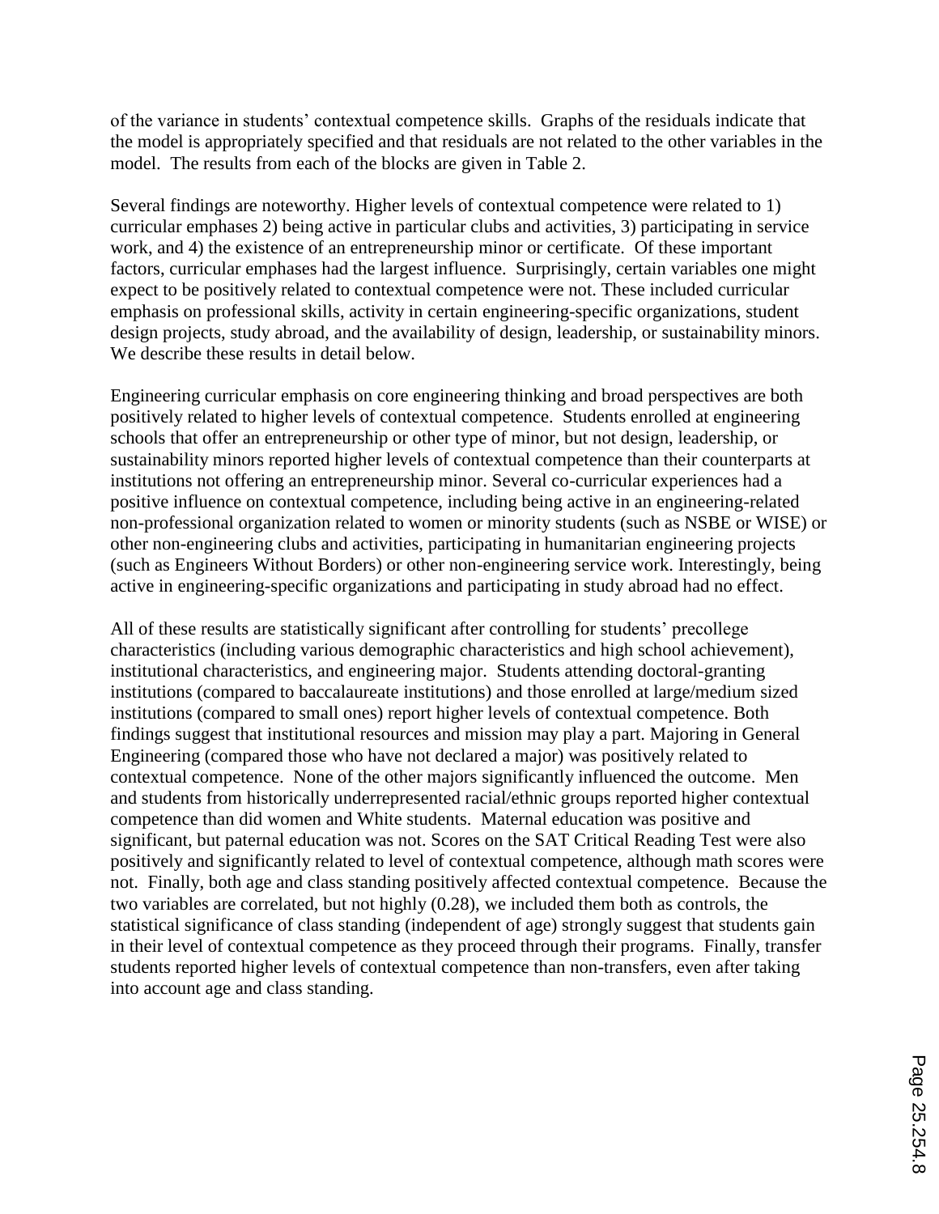of the variance in students' contextual competence skills. Graphs of the residuals indicate that the model is appropriately specified and that residuals are not related to the other variables in the model. The results from each of the blocks are given in Table 2.

Several findings are noteworthy. Higher levels of contextual competence were related to 1) curricular emphases 2) being active in particular clubs and activities, 3) participating in service work, and 4) the existence of an entrepreneurship minor or certificate. Of these important factors, curricular emphases had the largest influence. Surprisingly, certain variables one might expect to be positively related to contextual competence were not. These included curricular emphasis on professional skills, activity in certain engineering-specific organizations, student design projects, study abroad, and the availability of design, leadership, or sustainability minors. We describe these results in detail below.

Engineering curricular emphasis on core engineering thinking and broad perspectives are both positively related to higher levels of contextual competence. Students enrolled at engineering schools that offer an entrepreneurship or other type of minor, but not design, leadership, or sustainability minors reported higher levels of contextual competence than their counterparts at institutions not offering an entrepreneurship minor. Several co-curricular experiences had a positive influence on contextual competence, including being active in an engineering-related non-professional organization related to women or minority students (such as NSBE or WISE) or other non-engineering clubs and activities, participating in humanitarian engineering projects (such as Engineers Without Borders) or other non-engineering service work. Interestingly, being active in engineering-specific organizations and participating in study abroad had no effect.

All of these results are statistically significant after controlling for students' precollege characteristics (including various demographic characteristics and high school achievement), institutional characteristics, and engineering major. Students attending doctoral-granting institutions (compared to baccalaureate institutions) and those enrolled at large/medium sized institutions (compared to small ones) report higher levels of contextual competence. Both findings suggest that institutional resources and mission may play a part. Majoring in General Engineering (compared those who have not declared a major) was positively related to contextual competence. None of the other majors significantly influenced the outcome. Men and students from historically underrepresented racial/ethnic groups reported higher contextual competence than did women and White students. Maternal education was positive and significant, but paternal education was not. Scores on the SAT Critical Reading Test were also positively and significantly related to level of contextual competence, although math scores were not. Finally, both age and class standing positively affected contextual competence. Because the two variables are correlated, but not highly (0.28), we included them both as controls, the statistical significance of class standing (independent of age) strongly suggest that students gain in their level of contextual competence as they proceed through their programs. Finally, transfer students reported higher levels of contextual competence than non-transfers, even after taking into account age and class standing.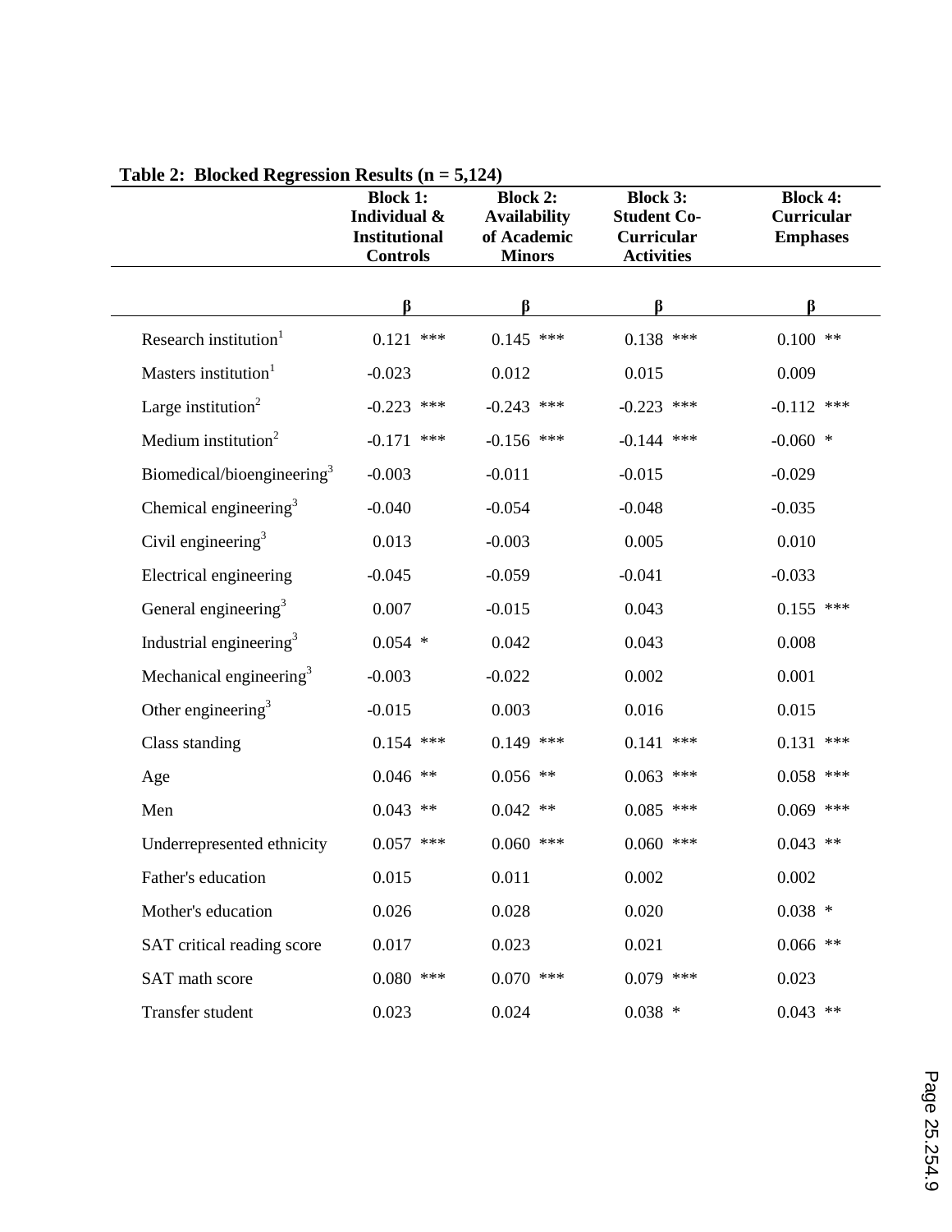**Table 2: Blocked Regression Results (n = 5,124)**

| | Block 1: Individual & Institutional Controls | Block 2: Availability of Academic Minors | Block 3: Student Co-Curricular Activities | Block 4: Curricular Emphases |
|---|---|---|---|---|
| | β | β | β | β |
| Research institution[1] | 0.121 *** | 0.145 *** | 0.138 *** | 0.100 ** |
| Masters institution[1] | -0.023 | 0.012 | 0.015 | 0.009 |
| Large institution[2] | -0.223 *** | -0.243 *** | -0.223 *** | -0.112 *** |
| Medium institution[2] | -0.171 *** | -0.156 *** | -0.144 *** | -0.060 * |
| Biomedical/bioengineering[3] | -0.003 | -0.011 | -0.015 | -0.029 |
| Chemical engineering[3] | -0.040 | -0.054 | -0.048 | -0.035 |
| Civil engineering[3] | 0.013 | -0.003 | 0.005 | 0.010 |
| Electrical engineering | -0.045 | -0.059 | -0.041 | -0.033 |
| General engineering[3] | 0.007 | -0.015 | 0.043 | 0.155 *** |
| Industrial engineering[3] | 0.054 * | 0.042 | 0.043 | 0.008 |
| Mechanical engineering[3] | -0.003 | -0.022 | 0.002 | 0.001 |
| Other engineering[3] | -0.015 | 0.003 | 0.016 | 0.015 |
| Class standing | 0.154 *** | 0.149 *** | 0.141 *** | 0.131 *** |
| Age | 0.046 ** | 0.056 ** | 0.063 *** | 0.058 *** |
| Men | 0.043 ** | 0.042 ** | 0.085 *** | 0.069 *** |
| Underrepresented ethnicity | 0.057 *** | 0.060 *** | 0.060 *** | 0.043 ** |
| Father's education | 0.015 | 0.011 | 0.002 | 0.002 |
| Mother's education | 0.026 | 0.028 | 0.020 | 0.038 * |
| SAT critical reading score | 0.017 | 0.023 | 0.021 | 0.066 ** |
| SAT math score | 0.080 *** | 0.070 *** | 0.079 *** | 0.023 |
| Transfer student | 0.023 | 0.024 | 0.038 * | 0.043 ** |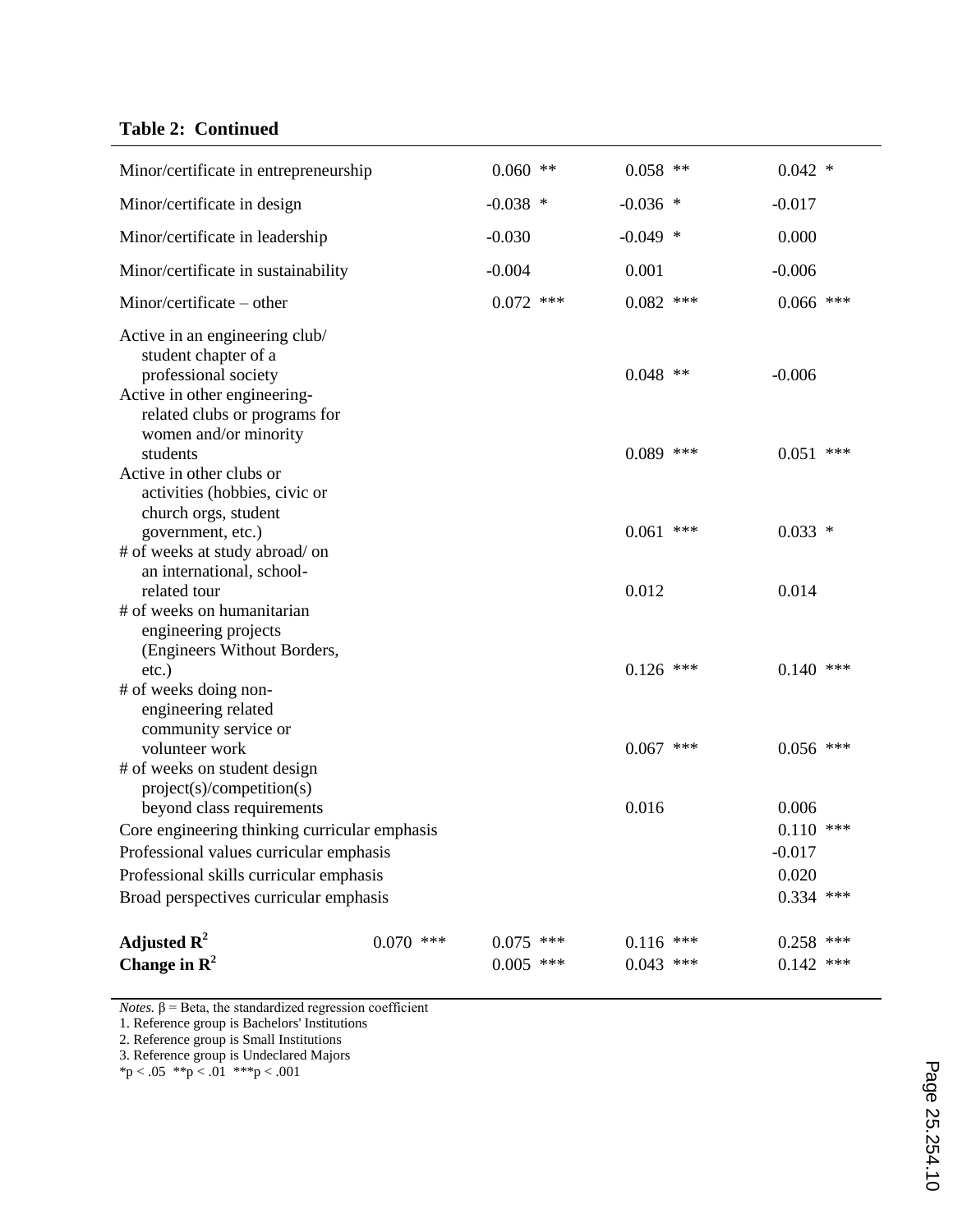**Table 2: Continued**

| | | | | |
|---|---|---|---|---|
| Minor/certificate in entrepreneurship | | 0.060 ** | 0.058 ** | 0.042 * |
| Minor/certificate in design | | -0.038 * | -0.036 * | -0.017 |
| Minor/certificate in leadership | | -0.030 | -0.049 * | 0.000 |
| Minor/certificate in sustainability | | -0.004 | 0.001 | -0.006 |
| Minor/certificate – other | | 0.072 *** | 0.082 *** | 0.066 *** |
| Active in an engineering club/ student chapter of a professional society | | | 0.048 ** | -0.006 |
| Active in other engineering-related clubs or programs for women and/or minority students | | | 0.089 *** | 0.051 *** |
| Active in other clubs or activities (hobbies, civic or church orgs, student government, etc.) | | | 0.061 *** | 0.033 * |
| # of weeks at study abroad/ on an international, school-related tour | | | 0.012 | 0.014 |
| # of weeks on humanitarian engineering projects (Engineers Without Borders, etc.) | | | 0.126 *** | 0.140 *** |
| # of weeks doing non-engineering related community service or volunteer work | | | 0.067 *** | 0.056 *** |
| # of weeks on student design project(s)/competition(s) beyond class requirements | | | 0.016 | 0.006 |
| Core engineering thinking curricular emphasis | | | | 0.110 *** |
| Professional values curricular emphasis | | | | -0.017 |
| Professional skills curricular emphasis | | | | 0.020 |
| Broad perspectives curricular emphasis | | | | 0.334 *** |
| **Adjusted $R^2$** | 0.070 *** | 0.075 *** | 0.116 *** | 0.258 *** |
| **Change in $R^2$** | | 0.005 *** | 0.043 *** | 0.142 *** |

*Notes.* β = Beta, the standardized regression coefficient
1. Reference group is Bachelors' Institutions
2. Reference group is Small Institutions
3. Reference group is Undeclared Majors
*p < .05 **p < .01 ***p < .001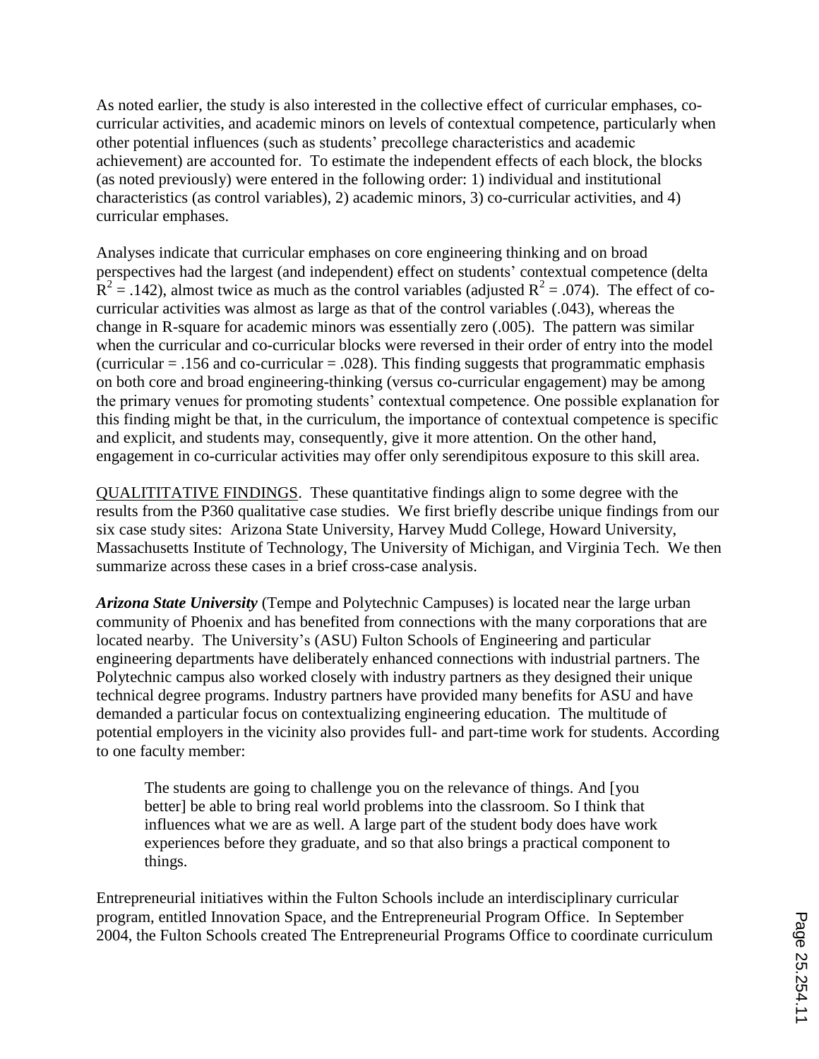As noted earlier, the study is also interested in the collective effect of curricular emphases, co-curricular activities, and academic minors on levels of contextual competence, particularly when other potential influences (such as students' precollege characteristics and academic achievement) are accounted for. To estimate the independent effects of each block, the blocks (as noted previously) were entered in the following order: 1) individual and institutional characteristics (as control variables), 2) academic minors, 3) co-curricular activities, and 4) curricular emphases.

Analyses indicate that curricular emphases on core engineering thinking and on broad perspectives had the largest (and independent) effect on students' contextual competence (delta $R^2 = .142$), almost twice as much as the control variables (adjusted $R^2 = .074$). The effect of co-curricular activities was almost as large as that of the control variables (.043), whereas the change in R-square for academic minors was essentially zero (.005). The pattern was similar when the curricular and co-curricular blocks were reversed in their order of entry into the model (curricular = .156 and co-curricular = .028). This finding suggests that programmatic emphasis on both core and broad engineering-thinking (versus co-curricular engagement) may be among the primary venues for promoting students' contextual competence. One possible explanation for this finding might be that, in the curriculum, the importance of contextual competence is specific and explicit, and students may, consequently, give it more attention. On the other hand, engagement in co-curricular activities may offer only serendipitous exposure to this skill area.

<u>QUALITITATIVE FINDINGS</u>. These quantitative findings align to some degree with the results from the P360 qualitative case studies. We first briefly describe unique findings from our six case study sites: Arizona State University, Harvey Mudd College, Howard University, Massachusetts Institute of Technology, The University of Michigan, and Virginia Tech. We then summarize across these cases in a brief cross-case analysis.

***Arizona State University*** (Tempe and Polytechnic Campuses) is located near the large urban community of Phoenix and has benefited from connections with the many corporations that are located nearby. The University's (ASU) Fulton Schools of Engineering and particular engineering departments have deliberately enhanced connections with industrial partners. The Polytechnic campus also worked closely with industry partners as they designed their unique technical degree programs. Industry partners have provided many benefits for ASU and have demanded a particular focus on contextualizing engineering education. The multitude of potential employers in the vicinity also provides full- and part-time work for students. According to one faculty member:

> The students are going to challenge you on the relevance of things. And [you better] be able to bring real world problems into the classroom. So I think that influences what we are as well. A large part of the student body does have work experiences before they graduate, and so that also brings a practical component to things.

Entrepreneurial initiatives within the Fulton Schools include an interdisciplinary curricular program, entitled Innovation Space, and the Entrepreneurial Program Office. In September 2004, the Fulton Schools created The Entrepreneurial Programs Office to coordinate curriculum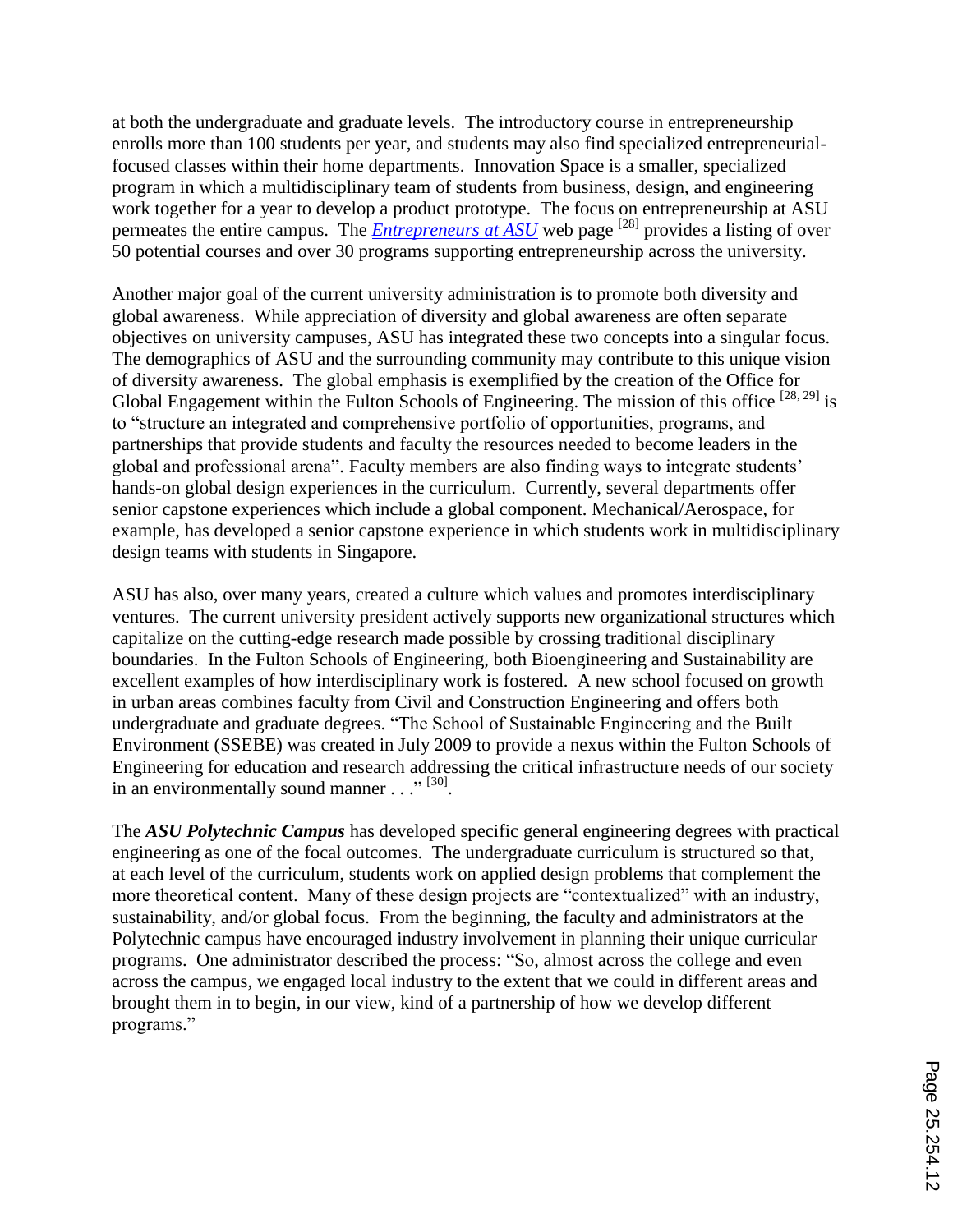at both the undergraduate and graduate levels. The introductory course in entrepreneurship enrolls more than 100 students per year, and students may also find specialized entrepreneurial-focused classes within their home departments. Innovation Space is a smaller, specialized program in which a multidisciplinary team of students from business, design, and engineering work together for a year to develop a product prototype. The focus on entrepreneurship at ASU permeates the entire campus. The *Entrepreneurs at ASU* web page [28] provides a listing of over 50 potential courses and over 30 programs supporting entrepreneurship across the university.

Another major goal of the current university administration is to promote both diversity and global awareness. While appreciation of diversity and global awareness are often separate objectives on university campuses, ASU has integrated these two concepts into a singular focus. The demographics of ASU and the surrounding community may contribute to this unique vision of diversity awareness. The global emphasis is exemplified by the creation of the Office for Global Engagement within the Fulton Schools of Engineering. The mission of this office [28, 29] is to "structure an integrated and comprehensive portfolio of opportunities, programs, and partnerships that provide students and faculty the resources needed to become leaders in the global and professional arena". Faculty members are also finding ways to integrate students' hands-on global design experiences in the curriculum. Currently, several departments offer senior capstone experiences which include a global component. Mechanical/Aerospace, for example, has developed a senior capstone experience in which students work in multidisciplinary design teams with students in Singapore.

ASU has also, over many years, created a culture which values and promotes interdisciplinary ventures. The current university president actively supports new organizational structures which capitalize on the cutting-edge research made possible by crossing traditional disciplinary boundaries. In the Fulton Schools of Engineering, both Bioengineering and Sustainability are excellent examples of how interdisciplinary work is fostered. A new school focused on growth in urban areas combines faculty from Civil and Construction Engineering and offers both undergraduate and graduate degrees. "The School of Sustainable Engineering and the Built Environment (SSEBE) was created in July 2009 to provide a nexus within the Fulton Schools of Engineering for education and research addressing the critical infrastructure needs of our society in an environmentally sound manner . . ." [30].

The ***ASU Polytechnic Campus*** has developed specific general engineering degrees with practical engineering as one of the focal outcomes. The undergraduate curriculum is structured so that, at each level of the curriculum, students work on applied design problems that complement the more theoretical content. Many of these design projects are "contextualized" with an industry, sustainability, and/or global focus. From the beginning, the faculty and administrators at the Polytechnic campus have encouraged industry involvement in planning their unique curricular programs. One administrator described the process: "So, almost across the college and even across the campus, we engaged local industry to the extent that we could in different areas and brought them in to begin, in our view, kind of a partnership of how we develop different programs."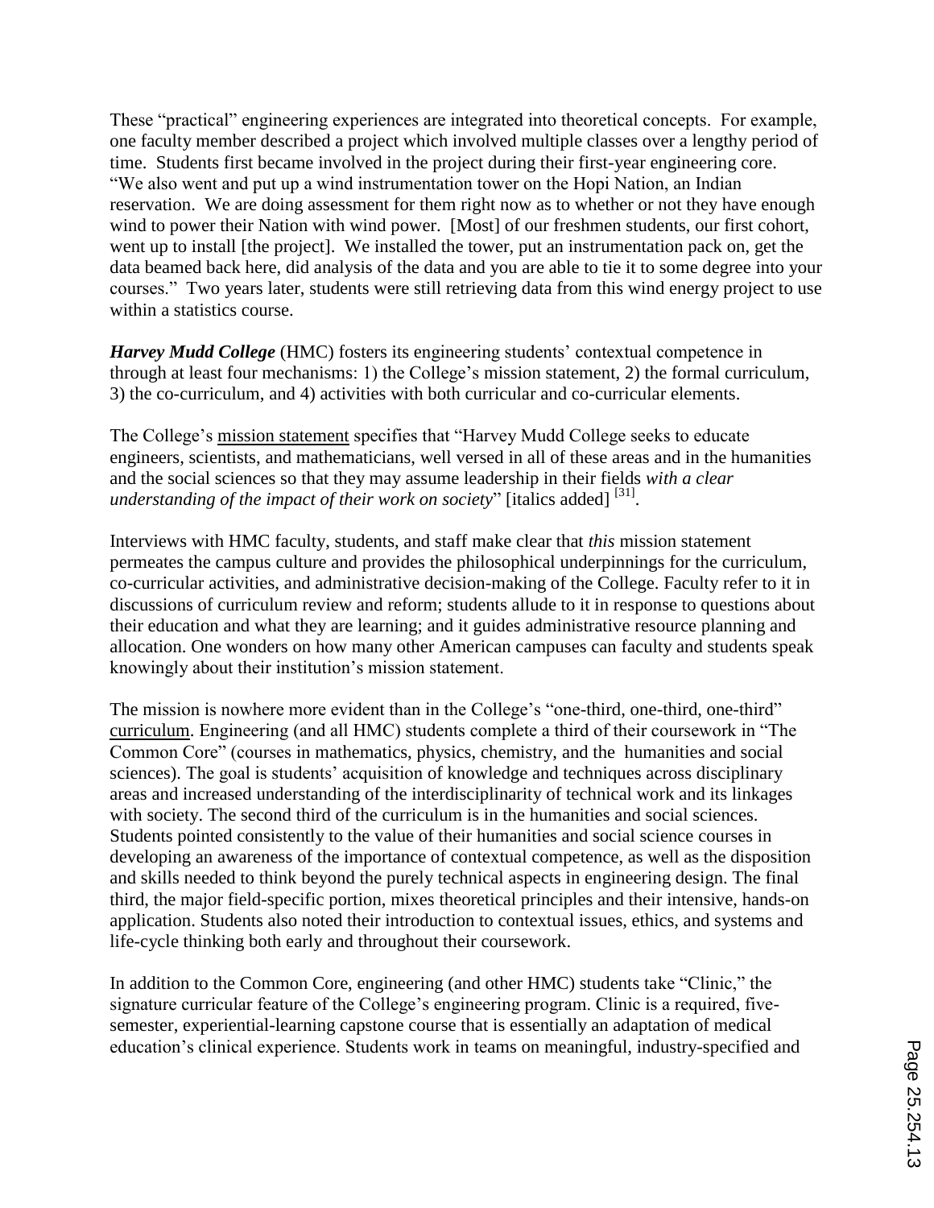These "practical" engineering experiences are integrated into theoretical concepts. For example, one faculty member described a project which involved multiple classes over a lengthy period of time. Students first became involved in the project during their first-year engineering core. "We also went and put up a wind instrumentation tower on the Hopi Nation, an Indian reservation. We are doing assessment for them right now as to whether or not they have enough wind to power their Nation with wind power. [Most] of our freshmen students, our first cohort, went up to install [the project]. We installed the tower, put an instrumentation pack on, get the data beamed back here, did analysis of the data and you are able to tie it to some degree into your courses." Two years later, students were still retrieving data from this wind energy project to use within a statistics course.

***Harvey Mudd College*** (HMC) fosters its engineering students' contextual competence in through at least four mechanisms: 1) the College's mission statement, 2) the formal curriculum, 3) the co-curriculum, and 4) activities with both curricular and co-curricular elements.

The College's mission statement specifies that "Harvey Mudd College seeks to educate engineers, scientists, and mathematicians, well versed in all of these areas and in the humanities and the social sciences so that they may assume leadership in their fields *with a clear understanding of the impact of their work on society*" [italics added] [31].

Interviews with HMC faculty, students, and staff make clear that *this* mission statement permeates the campus culture and provides the philosophical underpinnings for the curriculum, co-curricular activities, and administrative decision-making of the College. Faculty refer to it in discussions of curriculum review and reform; students allude to it in response to questions about their education and what they are learning; and it guides administrative resource planning and allocation. One wonders on how many other American campuses can faculty and students speak knowingly about their institution's mission statement.

The mission is nowhere more evident than in the College's "one-third, one-third, one-third" curriculum. Engineering (and all HMC) students complete a third of their coursework in "The Common Core" (courses in mathematics, physics, chemistry, and the humanities and social sciences). The goal is students' acquisition of knowledge and techniques across disciplinary areas and increased understanding of the interdisciplinarity of technical work and its linkages with society. The second third of the curriculum is in the humanities and social sciences. Students pointed consistently to the value of their humanities and social science courses in developing an awareness of the importance of contextual competence, as well as the disposition and skills needed to think beyond the purely technical aspects in engineering design. The final third, the major field-specific portion, mixes theoretical principles and their intensive, hands-on application. Students also noted their introduction to contextual issues, ethics, and systems and life-cycle thinking both early and throughout their coursework.

In addition to the Common Core, engineering (and other HMC) students take "Clinic," the signature curricular feature of the College's engineering program. Clinic is a required, five-semester, experiential-learning capstone course that is essentially an adaptation of medical education's clinical experience. Students work in teams on meaningful, industry-specified and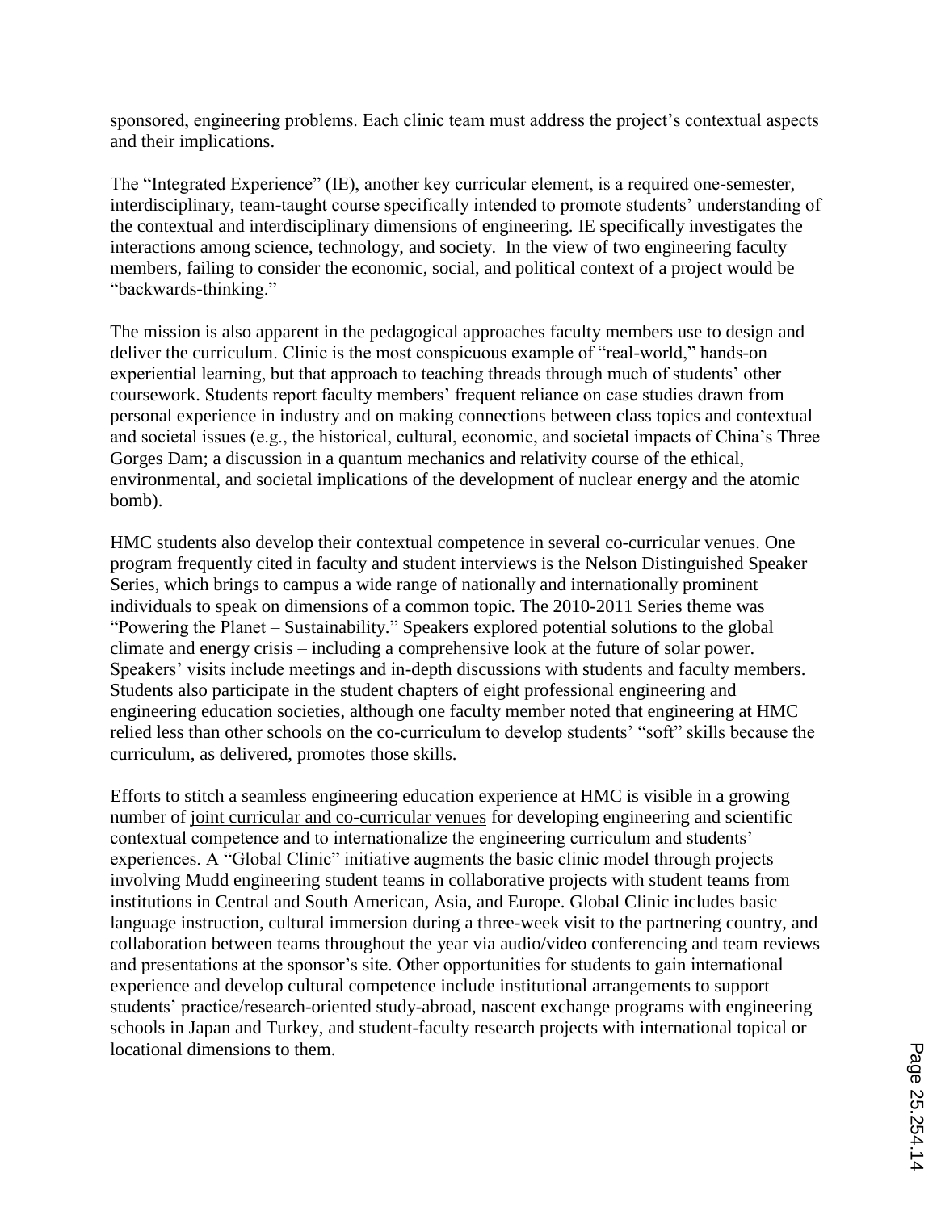sponsored, engineering problems. Each clinic team must address the project's contextual aspects and their implications.

The "Integrated Experience" (IE), another key curricular element, is a required one-semester, interdisciplinary, team-taught course specifically intended to promote students' understanding of the contextual and interdisciplinary dimensions of engineering. IE specifically investigates the interactions among science, technology, and society. In the view of two engineering faculty members, failing to consider the economic, social, and political context of a project would be "backwards-thinking."

The mission is also apparent in the pedagogical approaches faculty members use to design and deliver the curriculum. Clinic is the most conspicuous example of "real-world," hands-on experiential learning, but that approach to teaching threads through much of students' other coursework. Students report faculty members' frequent reliance on case studies drawn from personal experience in industry and on making connections between class topics and contextual and societal issues (e.g., the historical, cultural, economic, and societal impacts of China's Three Gorges Dam; a discussion in a quantum mechanics and relativity course of the ethical, environmental, and societal implications of the development of nuclear energy and the atomic bomb).

HMC students also develop their contextual competence in several <u>co-curricular venues</u>. One program frequently cited in faculty and student interviews is the Nelson Distinguished Speaker Series, which brings to campus a wide range of nationally and internationally prominent individuals to speak on dimensions of a common topic. The 2010-2011 Series theme was "Powering the Planet – Sustainability." Speakers explored potential solutions to the global climate and energy crisis – including a comprehensive look at the future of solar power. Speakers' visits include meetings and in-depth discussions with students and faculty members. Students also participate in the student chapters of eight professional engineering and engineering education societies, although one faculty member noted that engineering at HMC relied less than other schools on the co-curriculum to develop students' "soft" skills because the curriculum, as delivered, promotes those skills.

Efforts to stitch a seamless engineering education experience at HMC is visible in a growing number of <u>joint curricular and co-curricular venues</u> for developing engineering and scientific contextual competence and to internationalize the engineering curriculum and students' experiences. A "Global Clinic" initiative augments the basic clinic model through projects involving Mudd engineering student teams in collaborative projects with student teams from institutions in Central and South American, Asia, and Europe. Global Clinic includes basic language instruction, cultural immersion during a three-week visit to the partnering country, and collaboration between teams throughout the year via audio/video conferencing and team reviews and presentations at the sponsor's site. Other opportunities for students to gain international experience and develop cultural competence include institutional arrangements to support students' practice/research-oriented study-abroad, nascent exchange programs with engineering schools in Japan and Turkey, and student-faculty research projects with international topical or locational dimensions to them.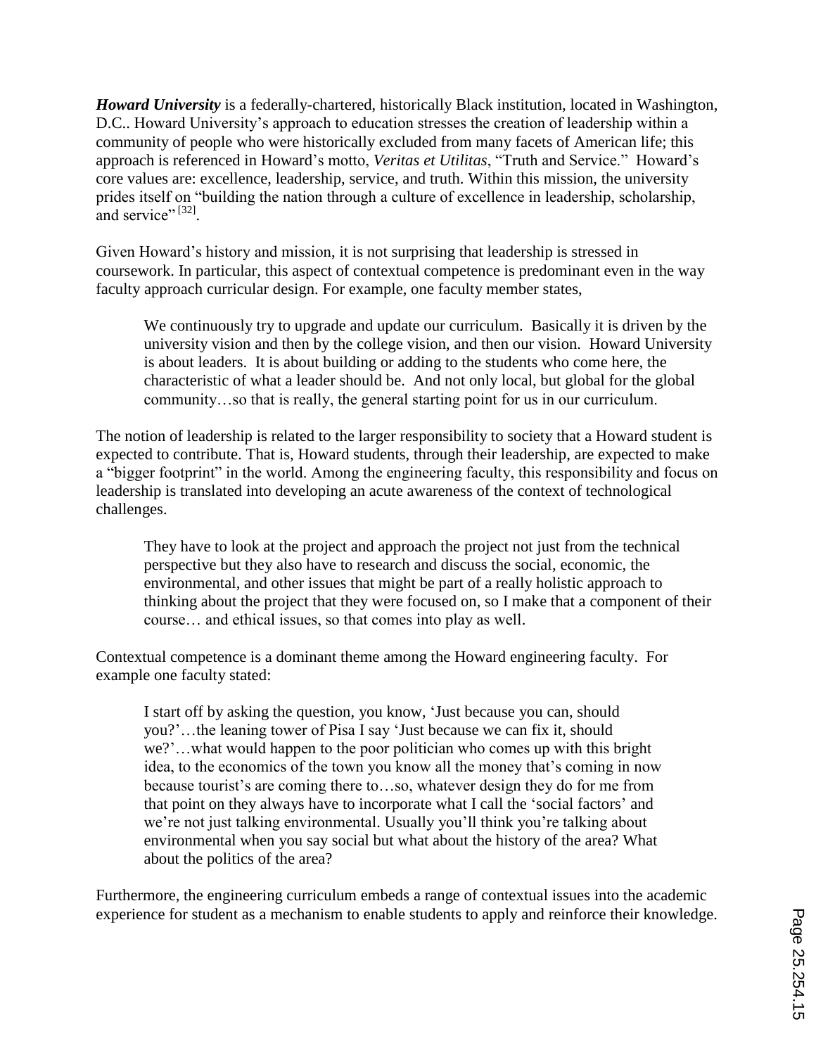***Howard University*** is a federally-chartered, historically Black institution, located in Washington, D.C.. Howard University's approach to education stresses the creation of leadership within a community of people who were historically excluded from many facets of American life; this approach is referenced in Howard's motto, *Veritas et Utilitas*, "Truth and Service." Howard's core values are: excellence, leadership, service, and truth. Within this mission, the university prides itself on "building the nation through a culture of excellence in leadership, scholarship, and service" [32].

Given Howard's history and mission, it is not surprising that leadership is stressed in coursework. In particular, this aspect of contextual competence is predominant even in the way faculty approach curricular design. For example, one faculty member states,

> We continuously try to upgrade and update our curriculum. Basically it is driven by the university vision and then by the college vision, and then our vision. Howard University is about leaders. It is about building or adding to the students who come here, the characteristic of what a leader should be. And not only local, but global for the global community…so that is really, the general starting point for us in our curriculum.

The notion of leadership is related to the larger responsibility to society that a Howard student is expected to contribute. That is, Howard students, through their leadership, are expected to make a "bigger footprint" in the world. Among the engineering faculty, this responsibility and focus on leadership is translated into developing an acute awareness of the context of technological challenges.

> They have to look at the project and approach the project not just from the technical perspective but they also have to research and discuss the social, economic, the environmental, and other issues that might be part of a really holistic approach to thinking about the project that they were focused on, so I make that a component of their course… and ethical issues, so that comes into play as well.

Contextual competence is a dominant theme among the Howard engineering faculty. For example one faculty stated:

> I start off by asking the question, you know, 'Just because you can, should you?'…the leaning tower of Pisa I say 'Just because we can fix it, should we?'…what would happen to the poor politician who comes up with this bright idea, to the economics of the town you know all the money that's coming in now because tourist's are coming there to…so, whatever design they do for me from that point on they always have to incorporate what I call the 'social factors' and we're not just talking environmental. Usually you'll think you're talking about environmental when you say social but what about the history of the area? What about the politics of the area?

Furthermore, the engineering curriculum embeds a range of contextual issues into the academic experience for student as a mechanism to enable students to apply and reinforce their knowledge.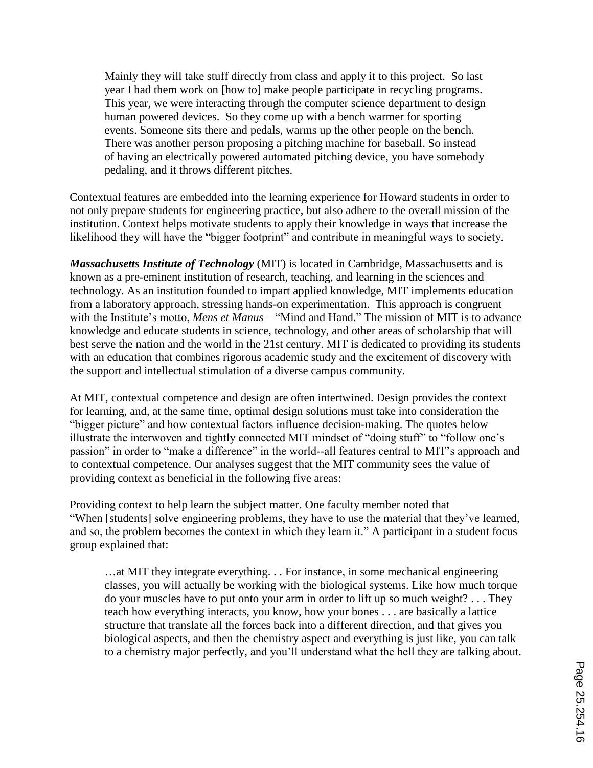> Mainly they will take stuff directly from class and apply it to this project. So last year I had them work on [how to] make people participate in recycling programs. This year, we were interacting through the computer science department to design human powered devices. So they come up with a bench warmer for sporting events. Someone sits there and pedals, warms up the other people on the bench. There was another person proposing a pitching machine for baseball. So instead of having an electrically powered automated pitching device, you have somebody pedaling, and it throws different pitches.

Contextual features are embedded into the learning experience for Howard students in order to not only prepare students for engineering practice, but also adhere to the overall mission of the institution. Context helps motivate students to apply their knowledge in ways that increase the likelihood they will have the "bigger footprint" and contribute in meaningful ways to society.

***Massachusetts Institute of Technology*** (MIT) is located in Cambridge, Massachusetts and is known as a pre-eminent institution of research, teaching, and learning in the sciences and technology. As an institution founded to impart applied knowledge, MIT implements education from a laboratory approach, stressing hands-on experimentation. This approach is congruent with the Institute's motto, *Mens et Manus* – "Mind and Hand." The mission of MIT is to advance knowledge and educate students in science, technology, and other areas of scholarship that will best serve the nation and the world in the 21st century. MIT is dedicated to providing its students with an education that combines rigorous academic study and the excitement of discovery with the support and intellectual stimulation of a diverse campus community.

At MIT, contextual competence and design are often intertwined. Design provides the context for learning, and, at the same time, optimal design solutions must take into consideration the "bigger picture" and how contextual factors influence decision-making. The quotes below illustrate the interwoven and tightly connected MIT mindset of "doing stuff" to "follow one's passion" in order to "make a difference" in the world--all features central to MIT's approach and to contextual competence. Our analyses suggest that the MIT community sees the value of providing context as beneficial in the following five areas:

<u>Providing context to help learn the subject matter</u>. One faculty member noted that "When [students] solve engineering problems, they have to use the material that they've learned, and so, the problem becomes the context in which they learn it." A participant in a student focus group explained that:

> …at MIT they integrate everything. . . For instance, in some mechanical engineering classes, you will actually be working with the biological systems. Like how much torque do your muscles have to put onto your arm in order to lift up so much weight? . . . They teach how everything interacts, you know, how your bones . . . are basically a lattice structure that translate all the forces back into a different direction, and that gives you biological aspects, and then the chemistry aspect and everything is just like, you can talk to a chemistry major perfectly, and you'll understand what the hell they are talking about.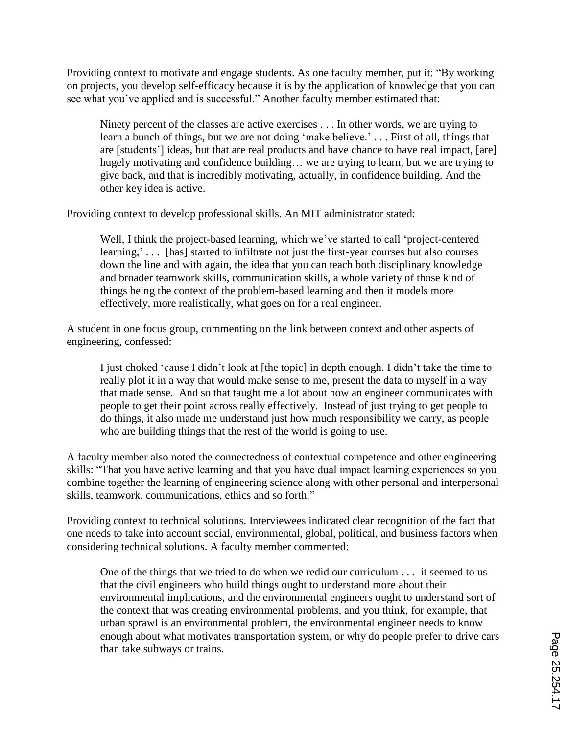Providing context to motivate and engage students. As one faculty member, put it: "By working on projects, you develop self-efficacy because it is by the application of knowledge that you can see what you've applied and is successful." Another faculty member estimated that:

> Ninety percent of the classes are active exercises . . . In other words, we are trying to learn a bunch of things, but we are not doing 'make believe.' . . . First of all, things that are [students'] ideas, but that are real products and have chance to have real impact, [are] hugely motivating and confidence building… we are trying to learn, but we are trying to give back, and that is incredibly motivating, actually, in confidence building. And the other key idea is active.

Providing context to develop professional skills. An MIT administrator stated:

> Well, I think the project-based learning, which we've started to call 'project-centered learning,' . . . [has] started to infiltrate not just the first-year courses but also courses down the line and with again, the idea that you can teach both disciplinary knowledge and broader teamwork skills, communication skills, a whole variety of those kind of things being the context of the problem-based learning and then it models more effectively, more realistically, what goes on for a real engineer.

A student in one focus group, commenting on the link between context and other aspects of engineering, confessed:

> I just choked 'cause I didn't look at [the topic] in depth enough. I didn't take the time to really plot it in a way that would make sense to me, present the data to myself in a way that made sense. And so that taught me a lot about how an engineer communicates with people to get their point across really effectively. Instead of just trying to get people to do things, it also made me understand just how much responsibility we carry, as people who are building things that the rest of the world is going to use.

A faculty member also noted the connectedness of contextual competence and other engineering skills: "That you have active learning and that you have dual impact learning experiences so you combine together the learning of engineering science along with other personal and interpersonal skills, teamwork, communications, ethics and so forth."

Providing context to technical solutions. Interviewees indicated clear recognition of the fact that one needs to take into account social, environmental, global, political, and business factors when considering technical solutions. A faculty member commented:

> One of the things that we tried to do when we redid our curriculum . . . it seemed to us that the civil engineers who build things ought to understand more about their environmental implications, and the environmental engineers ought to understand sort of the context that was creating environmental problems, and you think, for example, that urban sprawl is an environmental problem, the environmental engineer needs to know enough about what motivates transportation system, or why do people prefer to drive cars than take subways or trains.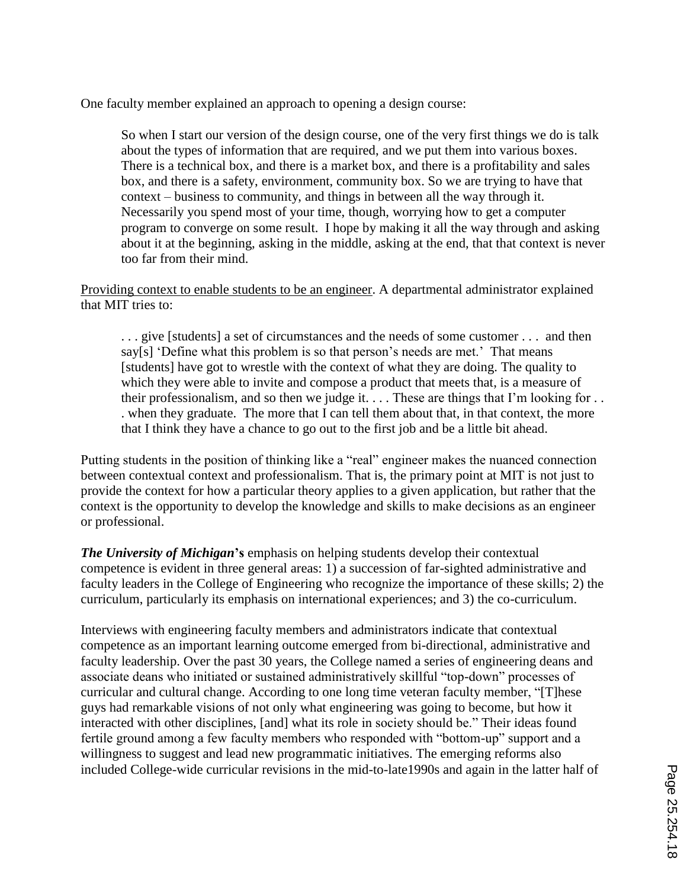One faculty member explained an approach to opening a design course:

> So when I start our version of the design course, one of the very first things we do is talk about the types of information that are required, and we put them into various boxes. There is a technical box, and there is a market box, and there is a profitability and sales box, and there is a safety, environment, community box. So we are trying to have that context – business to community, and things in between all the way through it. Necessarily you spend most of your time, though, worrying how to get a computer program to converge on some result. I hope by making it all the way through and asking about it at the beginning, asking in the middle, asking at the end, that that context is never too far from their mind.

<u>Providing context to enable students to be an engineer</u>. A departmental administrator explained that MIT tries to:

> . . . give [students] a set of circumstances and the needs of some customer . . . and then say[s] 'Define what this problem is so that person's needs are met.' That means [students] have got to wrestle with the context of what they are doing. The quality to which they were able to invite and compose a product that meets that, is a measure of their professionalism, and so then we judge it. . . . These are things that I'm looking for . . . when they graduate. The more that I can tell them about that, in that context, the more that I think they have a chance to go out to the first job and be a little bit ahead.

Putting students in the position of thinking like a "real" engineer makes the nuanced connection between contextual context and professionalism. That is, the primary point at MIT is not just to provide the context for how a particular theory applies to a given application, but rather that the context is the opportunity to develop the knowledge and skills to make decisions as an engineer or professional.

***The University of Michigan*'s** emphasis on helping students develop their contextual competence is evident in three general areas: 1) a succession of far-sighted administrative and faculty leaders in the College of Engineering who recognize the importance of these skills; 2) the curriculum, particularly its emphasis on international experiences; and 3) the co-curriculum.

Interviews with engineering faculty members and administrators indicate that contextual competence as an important learning outcome emerged from bi-directional, administrative and faculty leadership. Over the past 30 years, the College named a series of engineering deans and associate deans who initiated or sustained administratively skillful "top-down" processes of curricular and cultural change. According to one long time veteran faculty member, "[T]hese guys had remarkable visions of not only what engineering was going to become, but how it interacted with other disciplines, [and] what its role in society should be." Their ideas found fertile ground among a few faculty members who responded with "bottom-up" support and a willingness to suggest and lead new programmatic initiatives. The emerging reforms also included College-wide curricular revisions in the mid-to-late1990s and again in the latter half of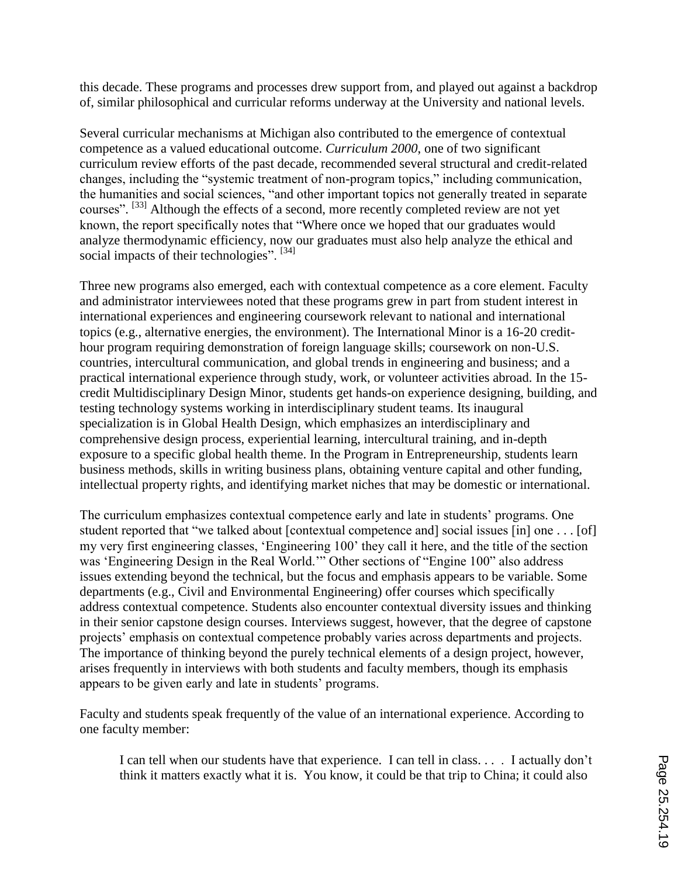this decade. These programs and processes drew support from, and played out against a backdrop of, similar philosophical and curricular reforms underway at the University and national levels.

Several curricular mechanisms at Michigan also contributed to the emergence of contextual competence as a valued educational outcome. *Curriculum 2000*, one of two significant curriculum review efforts of the past decade, recommended several structural and credit-related changes, including the "systemic treatment of non-program topics," including communication, the humanities and social sciences, "and other important topics not generally treated in separate courses". [33] Although the effects of a second, more recently completed review are not yet known, the report specifically notes that "Where once we hoped that our graduates would analyze thermodynamic efficiency, now our graduates must also help analyze the ethical and social impacts of their technologies". [34]

Three new programs also emerged, each with contextual competence as a core element. Faculty and administrator interviewees noted that these programs grew in part from student interest in international experiences and engineering coursework relevant to national and international topics (e.g., alternative energies, the environment). The International Minor is a 16-20 credit-hour program requiring demonstration of foreign language skills; coursework on non-U.S. countries, intercultural communication, and global trends in engineering and business; and a practical international experience through study, work, or volunteer activities abroad. In the 15-credit Multidisciplinary Design Minor, students get hands-on experience designing, building, and testing technology systems working in interdisciplinary student teams. Its inaugural specialization is in Global Health Design, which emphasizes an interdisciplinary and comprehensive design process, experiential learning, intercultural training, and in-depth exposure to a specific global health theme. In the Program in Entrepreneurship, students learn business methods, skills in writing business plans, obtaining venture capital and other funding, intellectual property rights, and identifying market niches that may be domestic or international.

The curriculum emphasizes contextual competence early and late in students' programs. One student reported that "we talked about [contextual competence and] social issues [in] one . . . [of] my very first engineering classes, 'Engineering 100' they call it here, and the title of the section was 'Engineering Design in the Real World.'" Other sections of "Engine 100" also address issues extending beyond the technical, but the focus and emphasis appears to be variable. Some departments (e.g., Civil and Environmental Engineering) offer courses which specifically address contextual competence. Students also encounter contextual diversity issues and thinking in their senior capstone design courses. Interviews suggest, however, that the degree of capstone projects' emphasis on contextual competence probably varies across departments and projects. The importance of thinking beyond the purely technical elements of a design project, however, arises frequently in interviews with both students and faculty members, though its emphasis appears to be given early and late in students' programs.

Faculty and students speak frequently of the value of an international experience. According to one faculty member:

> I can tell when our students have that experience. I can tell in class. . . . I actually don't think it matters exactly what it is. You know, it could be that trip to China; it could also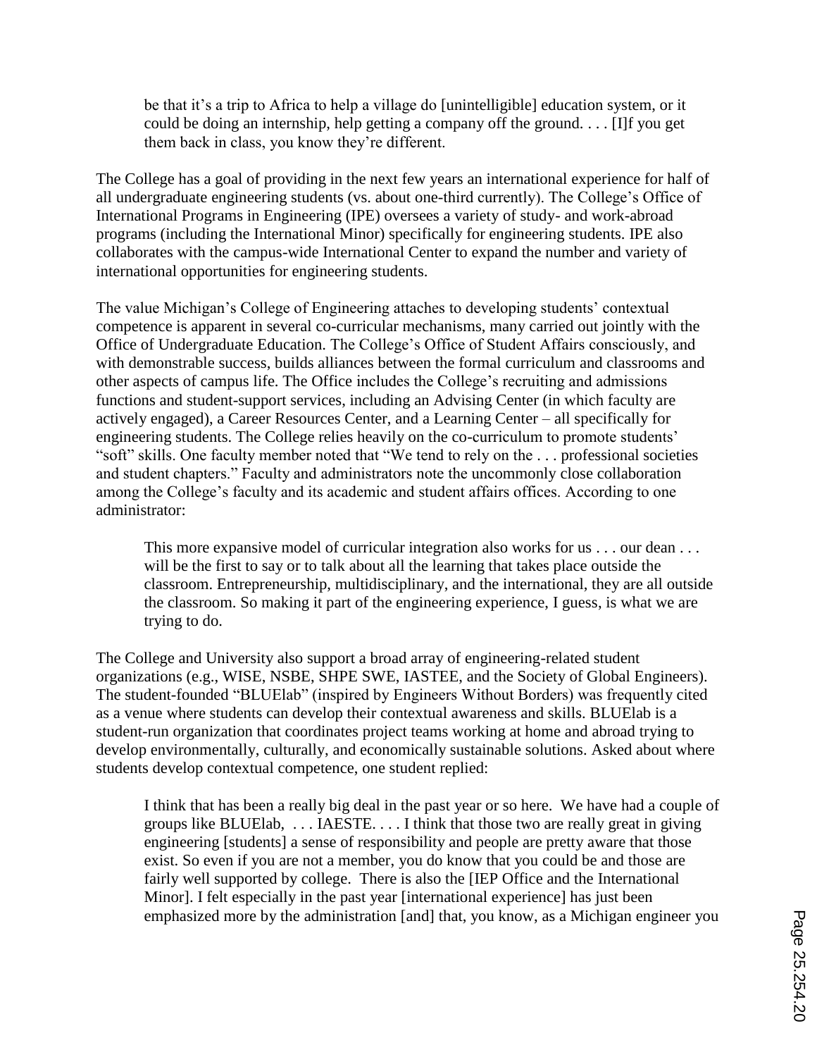be that it's a trip to Africa to help a village do [unintelligible] education system, or it could be doing an internship, help getting a company off the ground. . . . [I]f you get them back in class, you know they're different.

The College has a goal of providing in the next few years an international experience for half of all undergraduate engineering students (vs. about one-third currently). The College's Office of International Programs in Engineering (IPE) oversees a variety of study- and work-abroad programs (including the International Minor) specifically for engineering students. IPE also collaborates with the campus-wide International Center to expand the number and variety of international opportunities for engineering students.

The value Michigan's College of Engineering attaches to developing students' contextual competence is apparent in several co-curricular mechanisms, many carried out jointly with the Office of Undergraduate Education. The College's Office of Student Affairs consciously, and with demonstrable success, builds alliances between the formal curriculum and classrooms and other aspects of campus life. The Office includes the College's recruiting and admissions functions and student-support services, including an Advising Center (in which faculty are actively engaged), a Career Resources Center, and a Learning Center – all specifically for engineering students. The College relies heavily on the co-curriculum to promote students' "soft" skills. One faculty member noted that "We tend to rely on the . . . professional societies and student chapters." Faculty and administrators note the uncommonly close collaboration among the College's faculty and its academic and student affairs offices. According to one administrator:

> This more expansive model of curricular integration also works for us . . . our dean . . . will be the first to say or to talk about all the learning that takes place outside the classroom. Entrepreneurship, multidisciplinary, and the international, they are all outside the classroom. So making it part of the engineering experience, I guess, is what we are trying to do.

The College and University also support a broad array of engineering-related student organizations (e.g., WISE, NSBE, SHPE SWE, IASTEE, and the Society of Global Engineers). The student-founded "BLUElab" (inspired by Engineers Without Borders) was frequently cited as a venue where students can develop their contextual awareness and skills. BLUElab is a student-run organization that coordinates project teams working at home and abroad trying to develop environmentally, culturally, and economically sustainable solutions. Asked about where students develop contextual competence, one student replied:

> I think that has been a really big deal in the past year or so here. We have had a couple of groups like BLUElab, . . . IAESTE. . . . I think that those two are really great in giving engineering [students] a sense of responsibility and people are pretty aware that those exist. So even if you are not a member, you do know that you could be and those are fairly well supported by college. There is also the [IEP Office and the International Minor]. I felt especially in the past year [international experience] has just been emphasized more by the administration [and] that, you know, as a Michigan engineer you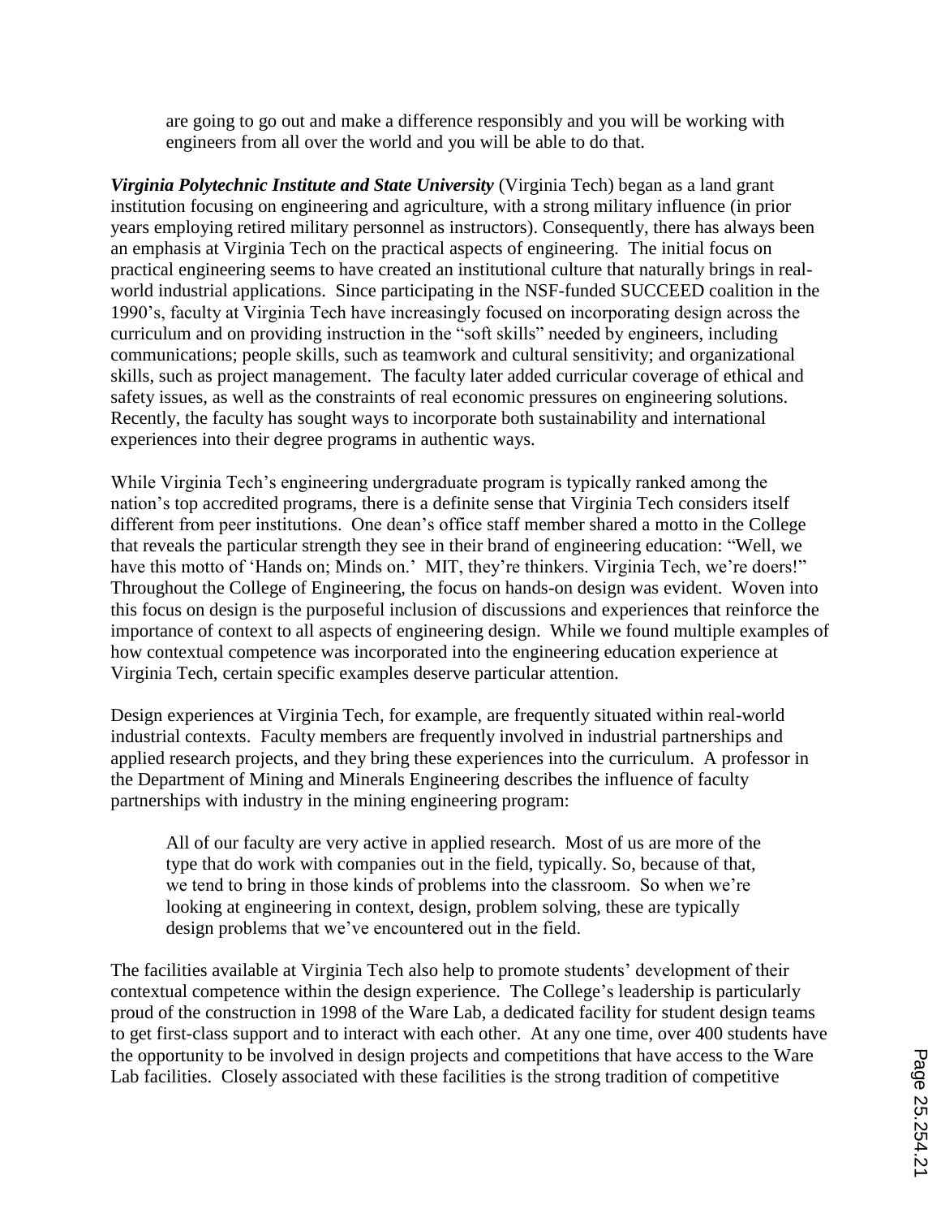> are going to go out and make a difference responsibly and you will be working with engineers from all over the world and you will be able to do that.

***Virginia Polytechnic Institute and State University*** (Virginia Tech) began as a land grant institution focusing on engineering and agriculture, with a strong military influence (in prior years employing retired military personnel as instructors). Consequently, there has always been an emphasis at Virginia Tech on the practical aspects of engineering. The initial focus on practical engineering seems to have created an institutional culture that naturally brings in real-world industrial applications. Since participating in the NSF-funded SUCCEED coalition in the 1990's, faculty at Virginia Tech have increasingly focused on incorporating design across the curriculum and on providing instruction in the "soft skills" needed by engineers, including communications; people skills, such as teamwork and cultural sensitivity; and organizational skills, such as project management. The faculty later added curricular coverage of ethical and safety issues, as well as the constraints of real economic pressures on engineering solutions. Recently, the faculty has sought ways to incorporate both sustainability and international experiences into their degree programs in authentic ways.

While Virginia Tech's engineering undergraduate program is typically ranked among the nation's top accredited programs, there is a definite sense that Virginia Tech considers itself different from peer institutions. One dean's office staff member shared a motto in the College that reveals the particular strength they see in their brand of engineering education: "Well, we have this motto of 'Hands on; Minds on.' MIT, they're thinkers. Virginia Tech, we're doers!" Throughout the College of Engineering, the focus on hands-on design was evident. Woven into this focus on design is the purposeful inclusion of discussions and experiences that reinforce the importance of context to all aspects of engineering design. While we found multiple examples of how contextual competence was incorporated into the engineering education experience at Virginia Tech, certain specific examples deserve particular attention.

Design experiences at Virginia Tech, for example, are frequently situated within real-world industrial contexts. Faculty members are frequently involved in industrial partnerships and applied research projects, and they bring these experiences into the curriculum. A professor in the Department of Mining and Minerals Engineering describes the influence of faculty partnerships with industry in the mining engineering program:

> All of our faculty are very active in applied research. Most of us are more of the type that do work with companies out in the field, typically. So, because of that, we tend to bring in those kinds of problems into the classroom. So when we're looking at engineering in context, design, problem solving, these are typically design problems that we've encountered out in the field.

The facilities available at Virginia Tech also help to promote students' development of their contextual competence within the design experience. The College's leadership is particularly proud of the construction in 1998 of the Ware Lab, a dedicated facility for student design teams to get first-class support and to interact with each other. At any one time, over 400 students have the opportunity to be involved in design projects and competitions that have access to the Ware Lab facilities. Closely associated with these facilities is the strong tradition of competitive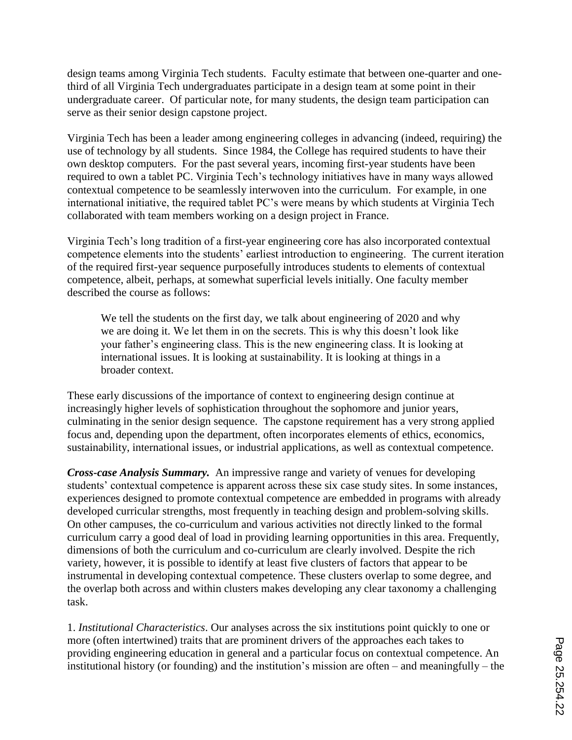design teams among Virginia Tech students. Faculty estimate that between one-quarter and one-third of all Virginia Tech undergraduates participate in a design team at some point in their undergraduate career. Of particular note, for many students, the design team participation can serve as their senior design capstone project.

Virginia Tech has been a leader among engineering colleges in advancing (indeed, requiring) the use of technology by all students. Since 1984, the College has required students to have their own desktop computers. For the past several years, incoming first-year students have been required to own a tablet PC. Virginia Tech's technology initiatives have in many ways allowed contextual competence to be seamlessly interwoven into the curriculum. For example, in one international initiative, the required tablet PC's were means by which students at Virginia Tech collaborated with team members working on a design project in France.

Virginia Tech's long tradition of a first-year engineering core has also incorporated contextual competence elements into the students' earliest introduction to engineering. The current iteration of the required first-year sequence purposefully introduces students to elements of contextual competence, albeit, perhaps, at somewhat superficial levels initially. One faculty member described the course as follows:

> We tell the students on the first day, we talk about engineering of 2020 and why we are doing it. We let them in on the secrets. This is why this doesn't look like your father's engineering class. This is the new engineering class. It is looking at international issues. It is looking at sustainability. It is looking at things in a broader context.

These early discussions of the importance of context to engineering design continue at increasingly higher levels of sophistication throughout the sophomore and junior years, culminating in the senior design sequence. The capstone requirement has a very strong applied focus and, depending upon the department, often incorporates elements of ethics, economics, sustainability, international issues, or industrial applications, as well as contextual competence.

***Cross-case Analysis Summary.*** An impressive range and variety of venues for developing students' contextual competence is apparent across these six case study sites. In some instances, experiences designed to promote contextual competence are embedded in programs with already developed curricular strengths, most frequently in teaching design and problem-solving skills. On other campuses, the co-curriculum and various activities not directly linked to the formal curriculum carry a good deal of load in providing learning opportunities in this area. Frequently, dimensions of both the curriculum and co-curriculum are clearly involved. Despite the rich variety, however, it is possible to identify at least five clusters of factors that appear to be instrumental in developing contextual competence. These clusters overlap to some degree, and the overlap both across and within clusters makes developing any clear taxonomy a challenging task.

1. *Institutional Characteristics*. Our analyses across the six institutions point quickly to one or more (often intertwined) traits that are prominent drivers of the approaches each takes to providing engineering education in general and a particular focus on contextual competence. An institutional history (or founding) and the institution's mission are often – and meaningfully – the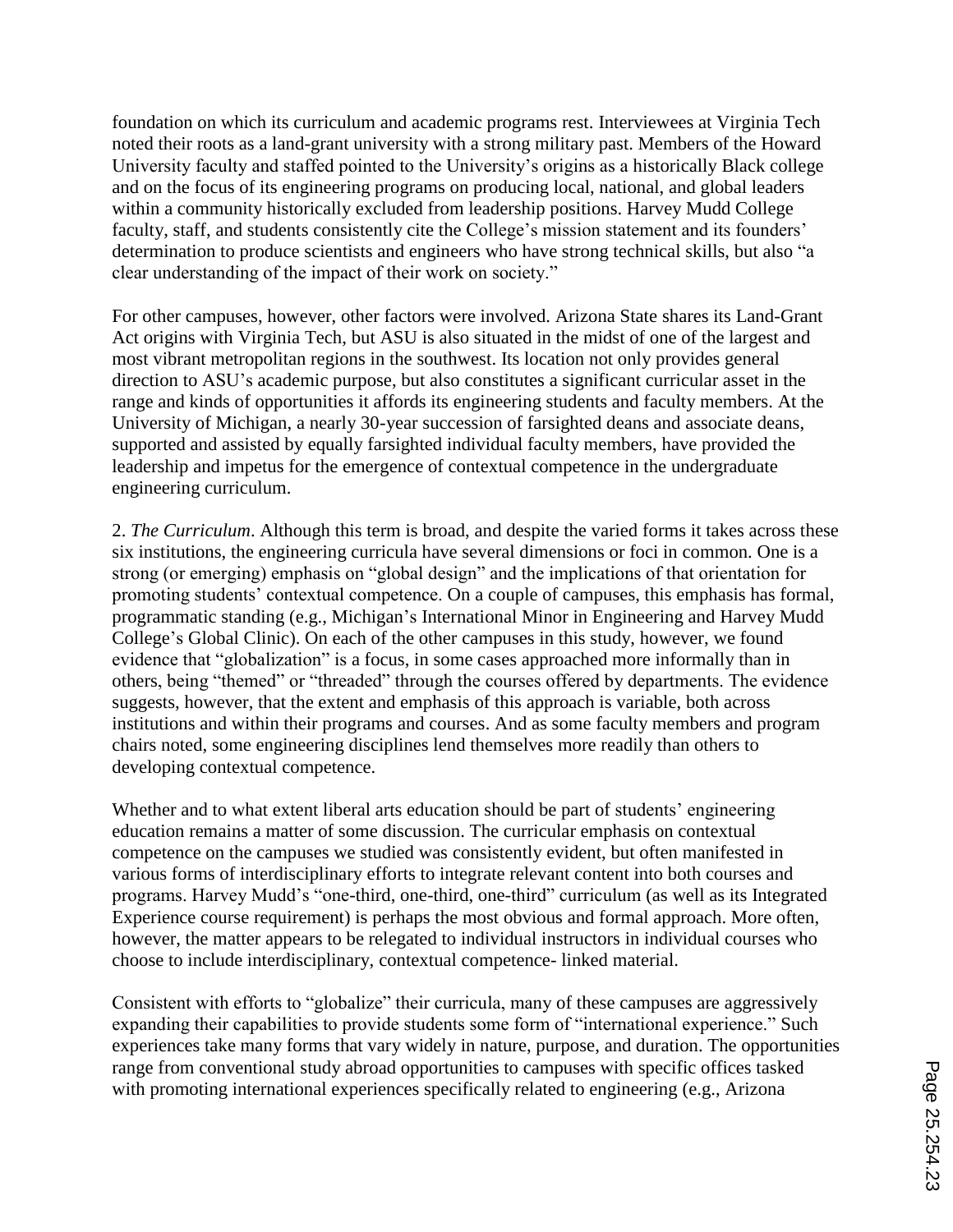foundation on which its curriculum and academic programs rest. Interviewees at Virginia Tech noted their roots as a land-grant university with a strong military past. Members of the Howard University faculty and staffed pointed to the University's origins as a historically Black college and on the focus of its engineering programs on producing local, national, and global leaders within a community historically excluded from leadership positions. Harvey Mudd College faculty, staff, and students consistently cite the College's mission statement and its founders' determination to produce scientists and engineers who have strong technical skills, but also "a clear understanding of the impact of their work on society."

For other campuses, however, other factors were involved. Arizona State shares its Land-Grant Act origins with Virginia Tech, but ASU is also situated in the midst of one of the largest and most vibrant metropolitan regions in the southwest. Its location not only provides general direction to ASU's academic purpose, but also constitutes a significant curricular asset in the range and kinds of opportunities it affords its engineering students and faculty members. At the University of Michigan, a nearly 30-year succession of farsighted deans and associate deans, supported and assisted by equally farsighted individual faculty members, have provided the leadership and impetus for the emergence of contextual competence in the undergraduate engineering curriculum.

2. *The Curriculum*. Although this term is broad, and despite the varied forms it takes across these six institutions, the engineering curricula have several dimensions or foci in common. One is a strong (or emerging) emphasis on "global design" and the implications of that orientation for promoting students' contextual competence. On a couple of campuses, this emphasis has formal, programmatic standing (e.g., Michigan's International Minor in Engineering and Harvey Mudd College's Global Clinic). On each of the other campuses in this study, however, we found evidence that "globalization" is a focus, in some cases approached more informally than in others, being "themed" or "threaded" through the courses offered by departments. The evidence suggests, however, that the extent and emphasis of this approach is variable, both across institutions and within their programs and courses. And as some faculty members and program chairs noted, some engineering disciplines lend themselves more readily than others to developing contextual competence.

Whether and to what extent liberal arts education should be part of students' engineering education remains a matter of some discussion. The curricular emphasis on contextual competence on the campuses we studied was consistently evident, but often manifested in various forms of interdisciplinary efforts to integrate relevant content into both courses and programs. Harvey Mudd's "one-third, one-third, one-third" curriculum (as well as its Integrated Experience course requirement) is perhaps the most obvious and formal approach. More often, however, the matter appears to be relegated to individual instructors in individual courses who choose to include interdisciplinary, contextual competence- linked material.

Consistent with efforts to "globalize" their curricula, many of these campuses are aggressively expanding their capabilities to provide students some form of "international experience." Such experiences take many forms that vary widely in nature, purpose, and duration. The opportunities range from conventional study abroad opportunities to campuses with specific offices tasked with promoting international experiences specifically related to engineering (e.g., Arizona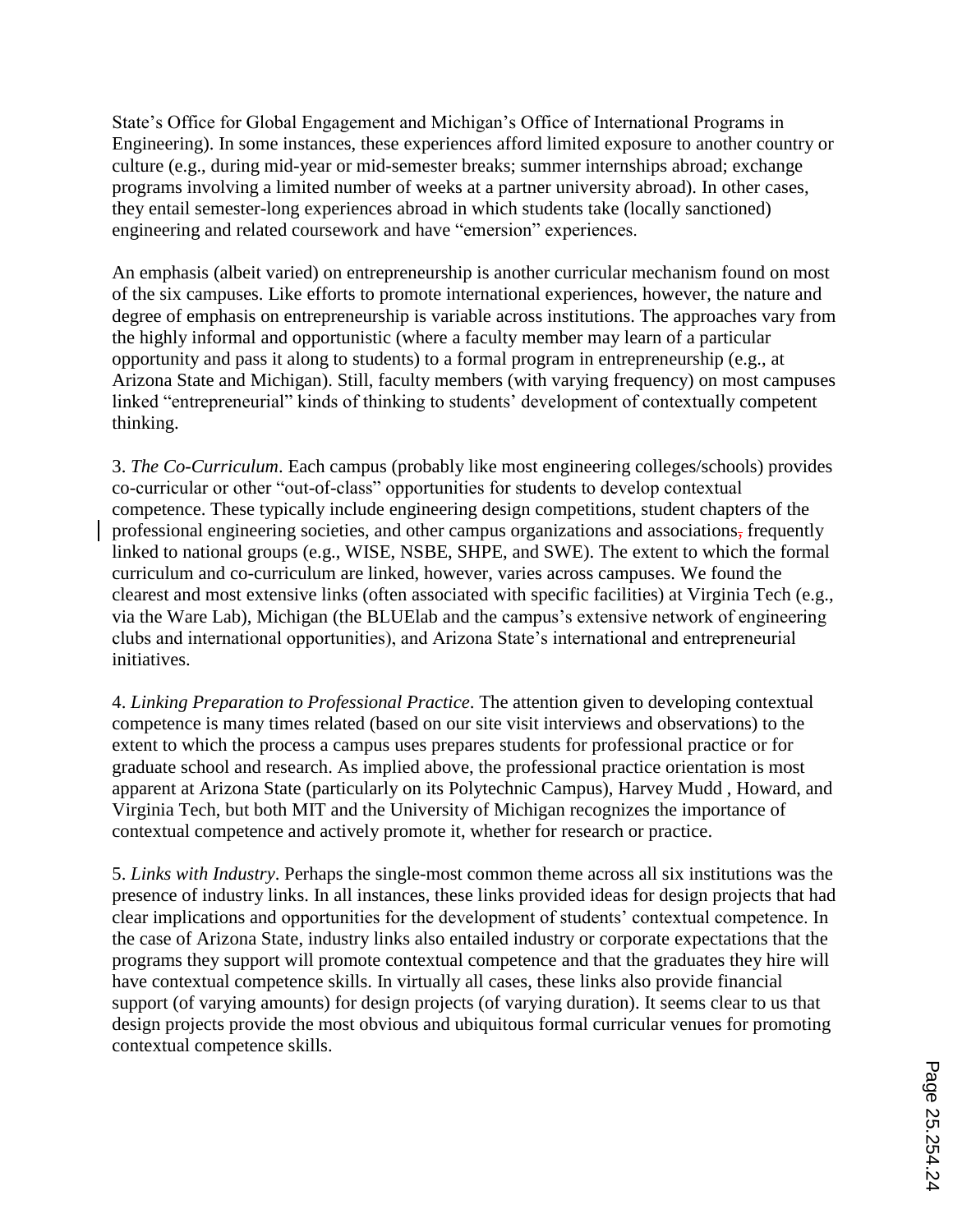State's Office for Global Engagement and Michigan's Office of International Programs in Engineering). In some instances, these experiences afford limited exposure to another country or culture (e.g., during mid-year or mid-semester breaks; summer internships abroad; exchange programs involving a limited number of weeks at a partner university abroad). In other cases, they entail semester-long experiences abroad in which students take (locally sanctioned) engineering and related coursework and have "emersion" experiences.

An emphasis (albeit varied) on entrepreneurship is another curricular mechanism found on most of the six campuses. Like efforts to promote international experiences, however, the nature and degree of emphasis on entrepreneurship is variable across institutions. The approaches vary from the highly informal and opportunistic (where a faculty member may learn of a particular opportunity and pass it along to students) to a formal program in entrepreneurship (e.g., at Arizona State and Michigan). Still, faculty members (with varying frequency) on most campuses linked "entrepreneurial" kinds of thinking to students' development of contextually competent thinking.

3. *The Co-Curriculum*. Each campus (probably like most engineering colleges/schools) provides co-curricular or other "out-of-class" opportunities for students to develop contextual competence. These typically include engineering design competitions, student chapters of the professional engineering societies, and other campus organizations and associations, frequently linked to national groups (e.g., WISE, NSBE, SHPE, and SWE). The extent to which the formal curriculum and co-curriculum are linked, however, varies across campuses. We found the clearest and most extensive links (often associated with specific facilities) at Virginia Tech (e.g., via the Ware Lab), Michigan (the BLUElab and the campus's extensive network of engineering clubs and international opportunities), and Arizona State's international and entrepreneurial initiatives.

4. *Linking Preparation to Professional Practice*. The attention given to developing contextual competence is many times related (based on our site visit interviews and observations) to the extent to which the process a campus uses prepares students for professional practice or for graduate school and research. As implied above, the professional practice orientation is most apparent at Arizona State (particularly on its Polytechnic Campus), Harvey Mudd , Howard, and Virginia Tech, but both MIT and the University of Michigan recognizes the importance of contextual competence and actively promote it, whether for research or practice.

5. *Links with Industry*. Perhaps the single-most common theme across all six institutions was the presence of industry links. In all instances, these links provided ideas for design projects that had clear implications and opportunities for the development of students' contextual competence. In the case of Arizona State, industry links also entailed industry or corporate expectations that the programs they support will promote contextual competence and that the graduates they hire will have contextual competence skills. In virtually all cases, these links also provide financial support (of varying amounts) for design projects (of varying duration). It seems clear to us that design projects provide the most obvious and ubiquitous formal curricular venues for promoting contextual competence skills.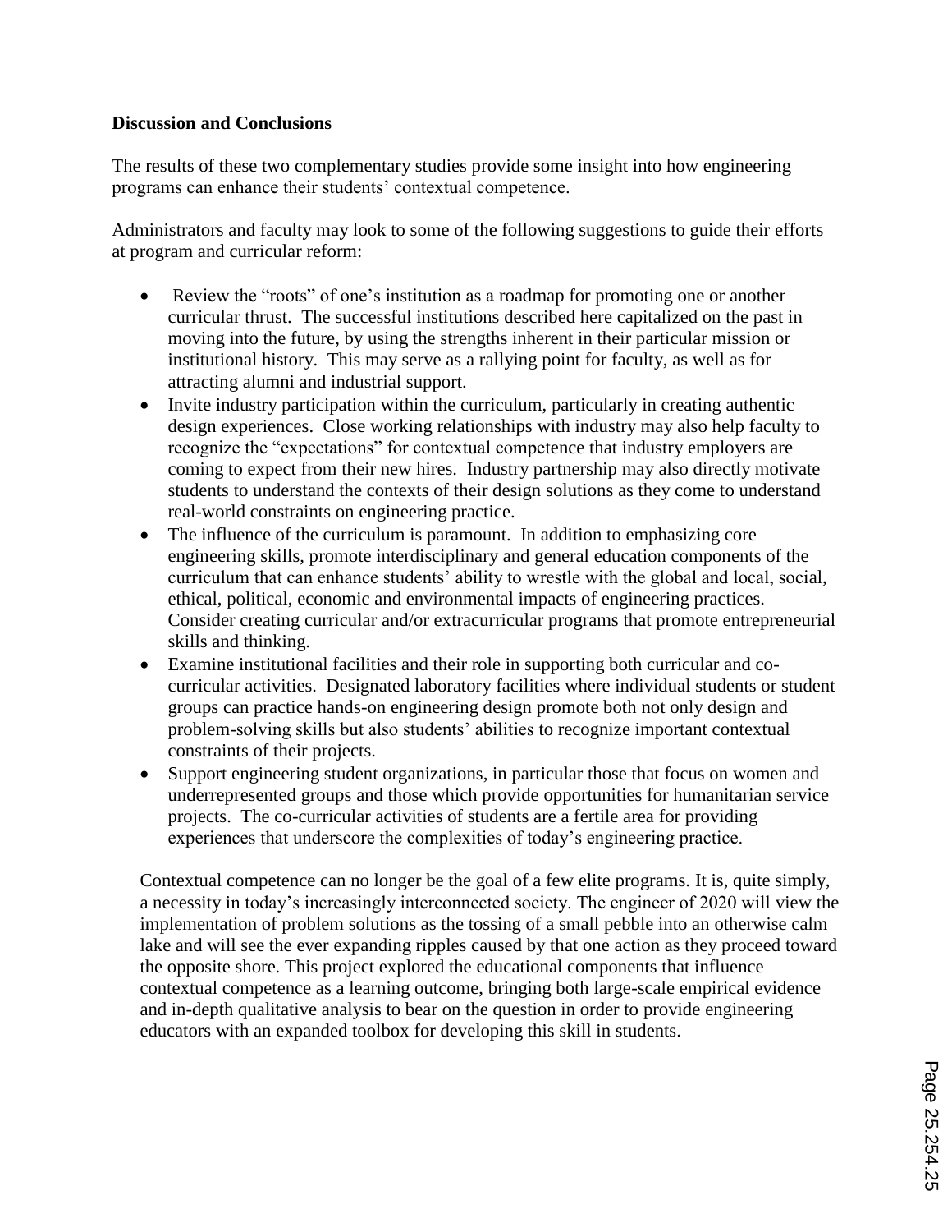**Discussion and Conclusions**

The results of these two complementary studies provide some insight into how engineering programs can enhance their students' contextual competence.

Administrators and faculty may look to some of the following suggestions to guide their efforts at program and curricular reform:

- Review the "roots" of one's institution as a roadmap for promoting one or another curricular thrust. The successful institutions described here capitalized on the past in moving into the future, by using the strengths inherent in their particular mission or institutional history. This may serve as a rallying point for faculty, as well as for attracting alumni and industrial support.
- Invite industry participation within the curriculum, particularly in creating authentic design experiences. Close working relationships with industry may also help faculty to recognize the "expectations" for contextual competence that industry employers are coming to expect from their new hires. Industry partnership may also directly motivate students to understand the contexts of their design solutions as they come to understand real-world constraints on engineering practice.
- The influence of the curriculum is paramount. In addition to emphasizing core engineering skills, promote interdisciplinary and general education components of the curriculum that can enhance students' ability to wrestle with the global and local, social, ethical, political, economic and environmental impacts of engineering practices. Consider creating curricular and/or extracurricular programs that promote entrepreneurial skills and thinking.
- Examine institutional facilities and their role in supporting both curricular and co-curricular activities. Designated laboratory facilities where individual students or student groups can practice hands-on engineering design promote both not only design and problem-solving skills but also students' abilities to recognize important contextual constraints of their projects.
- Support engineering student organizations, in particular those that focus on women and underrepresented groups and those which provide opportunities for humanitarian service projects. The co-curricular activities of students are a fertile area for providing experiences that underscore the complexities of today's engineering practice.

Contextual competence can no longer be the goal of a few elite programs. It is, quite simply, a necessity in today's increasingly interconnected society. The engineer of 2020 will view the implementation of problem solutions as the tossing of a small pebble into an otherwise calm lake and will see the ever expanding ripples caused by that one action as they proceed toward the opposite shore. This project explored the educational components that influence contextual competence as a learning outcome, bringing both large-scale empirical evidence and in-depth qualitative analysis to bear on the question in order to provide engineering educators with an expanded toolbox for developing this skill in students.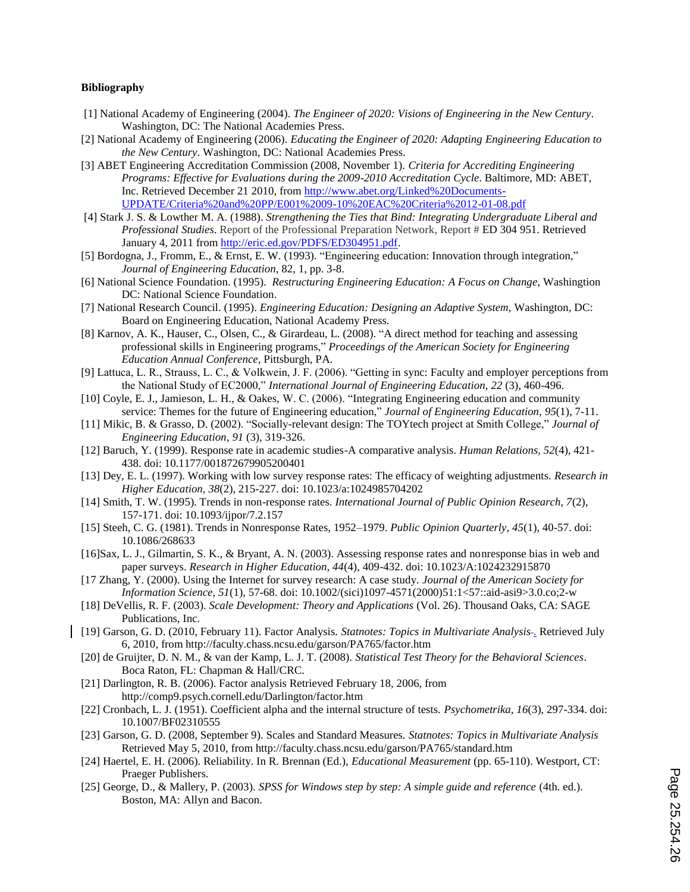**Bibliography**

[1] National Academy of Engineering (2004). *The Engineer of 2020: Visions of Engineering in the New Century*. Washington, DC: The National Academies Press.

[2] National Academy of Engineering (2006). *Educating the Engineer of 2020: Adapting Engineering Education to the New Century*. Washington, DC: National Academies Press.

[3] ABET Engineering Accreditation Commission (2008, November 1). *Criteria for Accrediting Engineering Programs: Effective for Evaluations during the 2009-2010 Accreditation Cycle*. Baltimore, MD: ABET, Inc. Retrieved December 21 2010, from http://www.abet.org/Linked%20Documents-UPDATE/Criteria%20and%20PP/E001%2009-10%20EAC%20Criteria%2012-01-08.pdf

[4] Stark J. S. & Lowther M. A. (1988). *Strengthening the Ties that Bind: Integrating Undergraduate Liberal and Professional Studies*. Report of the Professional Preparation Network, Report # ED 304 951. Retrieved January 4, 2011 from http://eric.ed.gov/PDFS/ED304951.pdf.

[5] Bordogna, J., Fromm, E., & Ernst, E. W. (1993). "Engineering education: Innovation through integration," *Journal of Engineering Education*, 82, 1, pp. 3-8.

[6] National Science Foundation. (1995). *Restructuring Engineering Education: A Focus on Change*, Washingtion DC: National Science Foundation.

[7] National Research Council. (1995). *Engineering Education: Designing an Adaptive System*, Washington, DC: Board on Engineering Education, National Academy Press.

[8] Karnov, A. K., Hauser, C., Olsen, C., & Girardeau, L. (2008). "A direct method for teaching and assessing professional skills in Engineering programs," *Proceedings of the American Society for Engineering Education Annual Conference*, Pittsburgh, PA.

[9] Lattuca, L. R., Strauss, L. C., & Volkwein, J. F. (2006). "Getting in sync: Faculty and employer perceptions from the National Study of EC2000," *International Journal of Engineering Education, 22* (3), 460-496.

[10] Coyle, E. J., Jamieson, L. H., & Oakes, W. C. (2006). "Integrating Engineering education and community service: Themes for the future of Engineering education," *Journal of Engineering Education, 95*(1), 7-11.

[11] Mikic, B. & Grasso, D. (2002). "Socially-relevant design: The TOYtech project at Smith College," *Journal of Engineering Education*, *91* (3), 319-326.

[12] Baruch, Y. (1999). Response rate in academic studies-A comparative analysis. *Human Relations, 52*(4), 421-438. doi: 10.1177/001872679905200401

[13] Dey, E. L. (1997). Working with low survey response rates: The efficacy of weighting adjustments. *Research in Higher Education, 38*(2), 215-227. doi: 10.1023/a:1024985704202

[14] Smith, T. W. (1995). Trends in non-response rates. *International Journal of Public Opinion Research, 7*(2), 157-171. doi: 10.1093/ijpor/7.2.157

[15] Steeh, C. G. (1981). Trends in Nonresponse Rates, 1952–1979. *Public Opinion Quarterly, 45*(1), 40-57. doi: 10.1086/268633

[16]Sax, L. J., Gilmartin, S. K., & Bryant, A. N. (2003). Assessing response rates and nonresponse bias in web and paper surveys. *Research in Higher Education, 44*(4), 409-432. doi: 10.1023/A:1024232915870

[17 Zhang, Y. (2000). Using the Internet for survey research: A case study. *Journal of the American Society for Information Science, 51*(1), 57-68. doi: 10.1002/(sici)1097-4571(2000)51:1<57::aid-asi9>3.0.co;2-w

[18] DeVellis, R. F. (2003). *Scale Development: Theory and Applications* (Vol. 26). Thousand Oaks, CA: SAGE Publications, Inc.

[19] Garson, G. D. (2010, February 11). Factor Analysis. *Statnotes: Topics in Multivariate Analysis*. Retrieved July 6, 2010, from http://faculty.chass.ncsu.edu/garson/PA765/factor.htm

[20] de Gruijter, D. N. M., & van der Kamp, L. J. T. (2008). *Statistical Test Theory for the Behavioral Sciences*. Boca Raton, FL: Chapman & Hall/CRC.

[21] Darlington, R. B. (2006). Factor analysis Retrieved February 18, 2006, from http://comp9.psych.cornell.edu/Darlington/factor.htm

[22] Cronbach, L. J. (1951). Coefficient alpha and the internal structure of tests. *Psychometrika, 16*(3), 297-334. doi: 10.1007/BF02310555

[23] Garson, G. D. (2008, September 9). Scales and Standard Measures. *Statnotes: Topics in Multivariate Analysis* Retrieved May 5, 2010, from http://faculty.chass.ncsu.edu/garson/PA765/standard.htm

[24] Haertel, E. H. (2006). Reliability. In R. Brennan (Ed.), *Educational Measurement* (pp. 65-110). Westport, CT: Praeger Publishers.

[25] George, D., & Mallery, P. (2003). *SPSS for Windows step by step: A simple guide and reference* (4th. ed.). Boston, MA: Allyn and Bacon.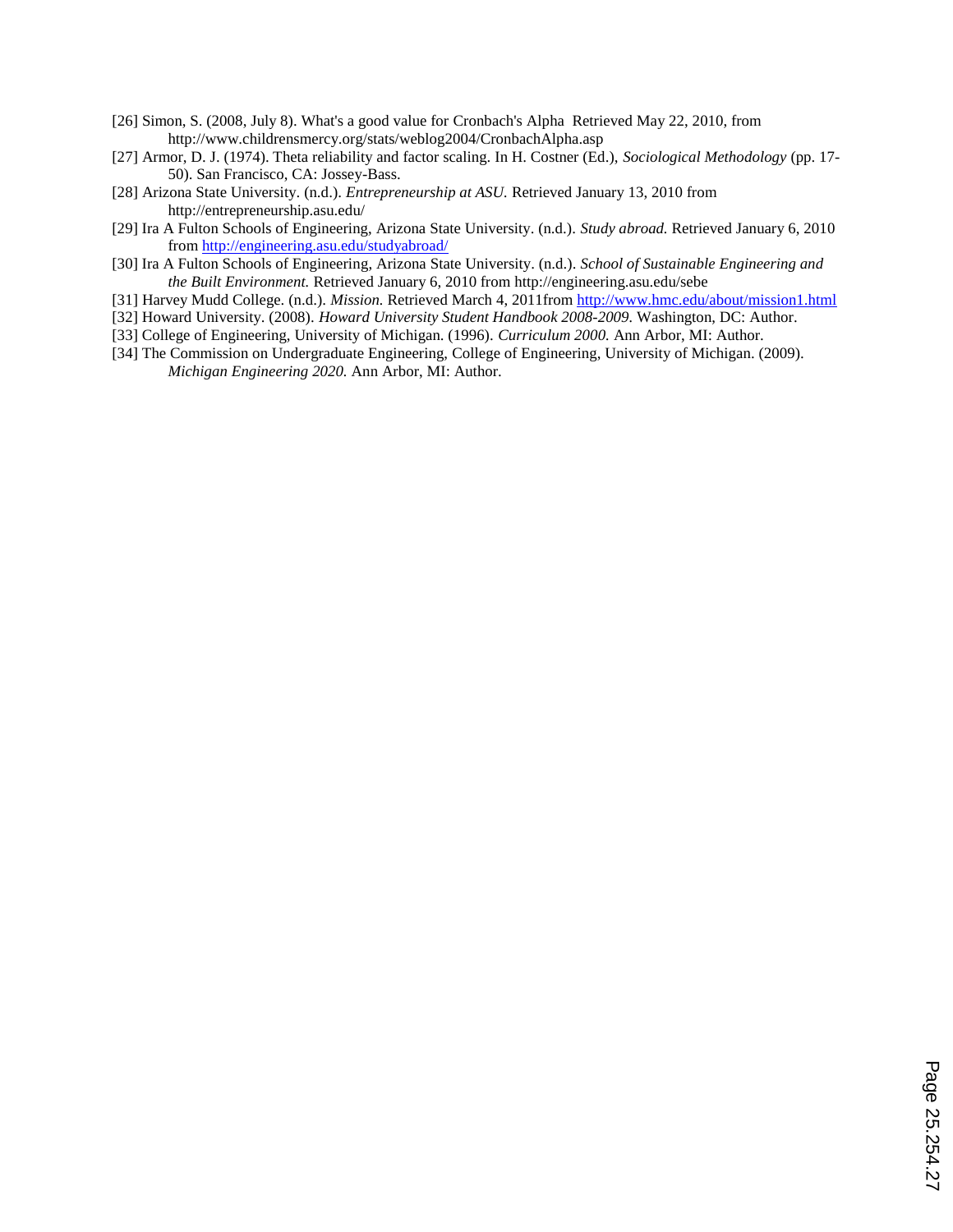[26] Simon, S. (2008, July 8). What's a good value for Cronbach's Alpha Retrieved May 22, 2010, from http://www.childrensmercy.org/stats/weblog2004/CronbachAlpha.asp

[27] Armor, D. J. (1974). Theta reliability and factor scaling. In H. Costner (Ed.), *Sociological Methodology* (pp. 17-50). San Francisco, CA: Jossey-Bass.

[28] Arizona State University. (n.d.). *Entrepreneurship at ASU.* Retrieved January 13, 2010 from http://entrepreneurship.asu.edu/

[29] Ira A Fulton Schools of Engineering, Arizona State University. (n.d.). *Study abroad.* Retrieved January 6, 2010 from http://engineering.asu.edu/studyabroad/

[30] Ira A Fulton Schools of Engineering, Arizona State University. (n.d.). *School of Sustainable Engineering and the Built Environment.* Retrieved January 6, 2010 from http://engineering.asu.edu/sebe

[31] Harvey Mudd College. (n.d.). *Mission.* Retrieved March 4, 2011from http://www.hmc.edu/about/mission1.html

[32] Howard University. (2008). *Howard University Student Handbook 2008-2009*. Washington, DC: Author.

[33] College of Engineering, University of Michigan. (1996). *Curriculum 2000.* Ann Arbor, MI: Author.

[34] The Commission on Undergraduate Engineering, College of Engineering, University of Michigan. (2009). *Michigan Engineering 2020.* Ann Arbor, MI: Author.